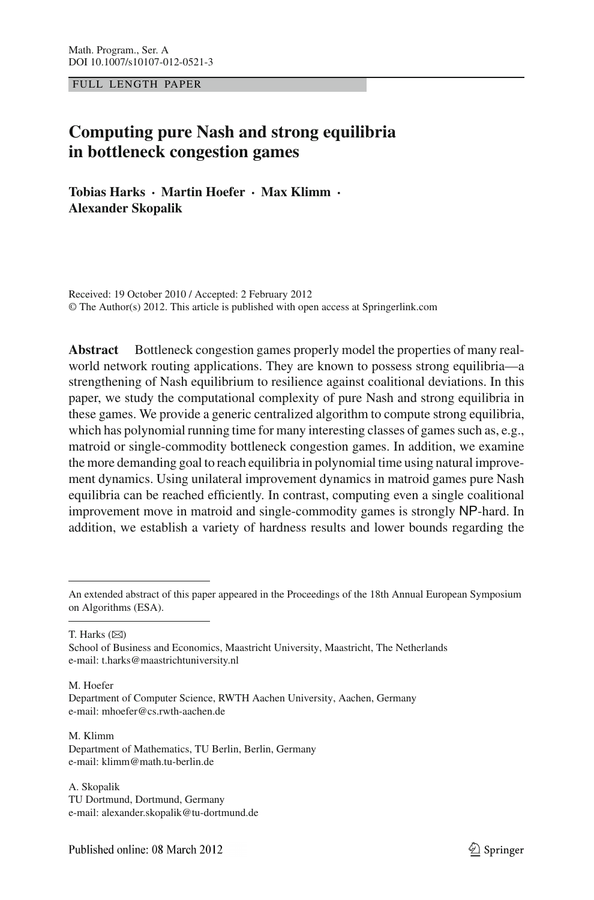FULL LENGTH PAPER

# Computing pure Nash and strong equilibria in bottleneck congestion games

**Tobias Harks · Martin Hoefer · Max Klimm · Alexander Skopalik**

Received: 19 October 2010 / Accepted: 2 February 2012
© The Author(s) 2012. This article is published with open access at Springerlink.com

**Abstract** Bottleneck congestion games properly model the properties of many real-world network routing applications. They are known to possess strong equilibria—a strengthening of Nash equilibrium to resilience against coalitional deviations. In this paper, we study the computational complexity of pure Nash and strong equilibria in these games. We provide a generic centralized algorithm to compute strong equilibria, which has polynomial running time for many interesting classes of games such as, e.g., matroid or single-commodity bottleneck congestion games. In addition, we examine the more demanding goal to reach equilibria in polynomial time using natural improvement dynamics. Using unilateral improvement dynamics in matroid games pure Nash equilibria can be reached efficiently. In contrast, computing even a single coalitional improvement move in matroid and single-commodity games is strongly NP-hard. In addition, we establish a variety of hardness results and lower bounds regarding the

---

An extended abstract of this paper appeared in the Proceedings of the 18th Annual European Symposium on Algorithms (ESA).

---

T. Harks (✉)
School of Business and Economics, Maastricht University, Maastricht, The Netherlands
e-mail: t.harks@maastrichtuniversity.nl

M. Hoefer
Department of Computer Science, RWTH Aachen University, Aachen, Germany
e-mail: mhoefer@cs.rwth-aachen.de

M. Klimm
Department of Mathematics, TU Berlin, Berlin, Germany
e-mail: klimm@math.tu-berlin.de

A. Skopalik
TU Dortmund, Dortmund, Germany
e-mail: alexander.skopalik@tu-dortmund.de

Published online: 08 March 2012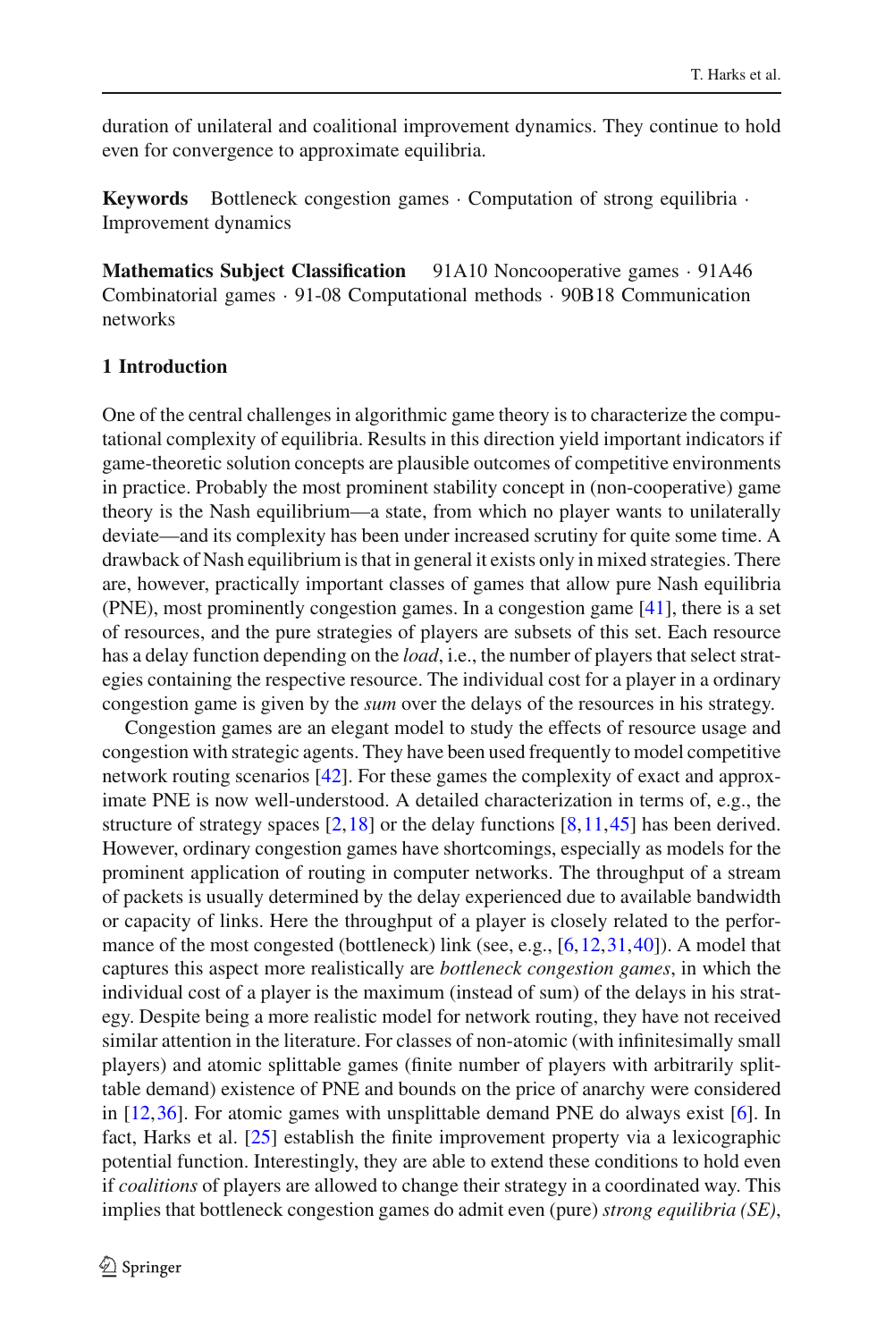duration of unilateral and coalitional improvement dynamics. They continue to hold even for convergence to approximate equilibria.

**Keywords** Bottleneck congestion games · Computation of strong equilibria · Improvement dynamics

**Mathematics Subject Classification** 91A10 Noncooperative games · 91A46 Combinatorial games · 91-08 Computational methods · 90B18 Communication networks

## 1 Introduction

One of the central challenges in algorithmic game theory is to characterize the computational complexity of equilibria. Results in this direction yield important indicators if game-theoretic solution concepts are plausible outcomes of competitive environments in practice. Probably the most prominent stability concept in (non-cooperative) game theory is the Nash equilibrium—a state, from which no player wants to unilaterally deviate—and its complexity has been under increased scrutiny for quite some time. A drawback of Nash equilibrium is that in general it exists only in mixed strategies. There are, however, practically important classes of games that allow pure Nash equilibria (PNE), most prominently congestion games. In a congestion game [41], there is a set of resources, and the pure strategies of players are subsets of this set. Each resource has a delay function depending on the *load*, i.e., the number of players that select strategies containing the respective resource. The individual cost for a player in a ordinary congestion game is given by the *sum* over the delays of the resources in his strategy.

Congestion games are an elegant model to study the effects of resource usage and congestion with strategic agents. They have been used frequently to model competitive network routing scenarios [42]. For these games the complexity of exact and approximate PNE is now well-understood. A detailed characterization in terms of, e.g., the structure of strategy spaces [2,18] or the delay functions [8,11,45] has been derived. However, ordinary congestion games have shortcomings, especially as models for the prominent application of routing in computer networks. The throughput of a stream of packets is usually determined by the delay experienced due to available bandwidth or capacity of links. Here the throughput of a player is closely related to the performance of the most congested (bottleneck) link (see, e.g., [6,12,31,40]). A model that captures this aspect more realistically are *bottleneck congestion games*, in which the individual cost of a player is the maximum (instead of sum) of the delays in his strategy. Despite being a more realistic model for network routing, they have not received similar attention in the literature. For classes of non-atomic (with infinitesimally small players) and atomic splittable games (finite number of players with arbitrarily splittable demand) existence of PNE and bounds on the price of anarchy were considered in [12,36]. For atomic games with unsplittable demand PNE do always exist [6]. In fact, Harks et al. [25] establish the finite improvement property via a lexicographic potential function. Interestingly, they are able to extend these conditions to hold even if *coalitions* of players are allowed to change their strategy in a coordinated way. This implies that bottleneck congestion games do admit even (pure) *strong equilibria (SE)*,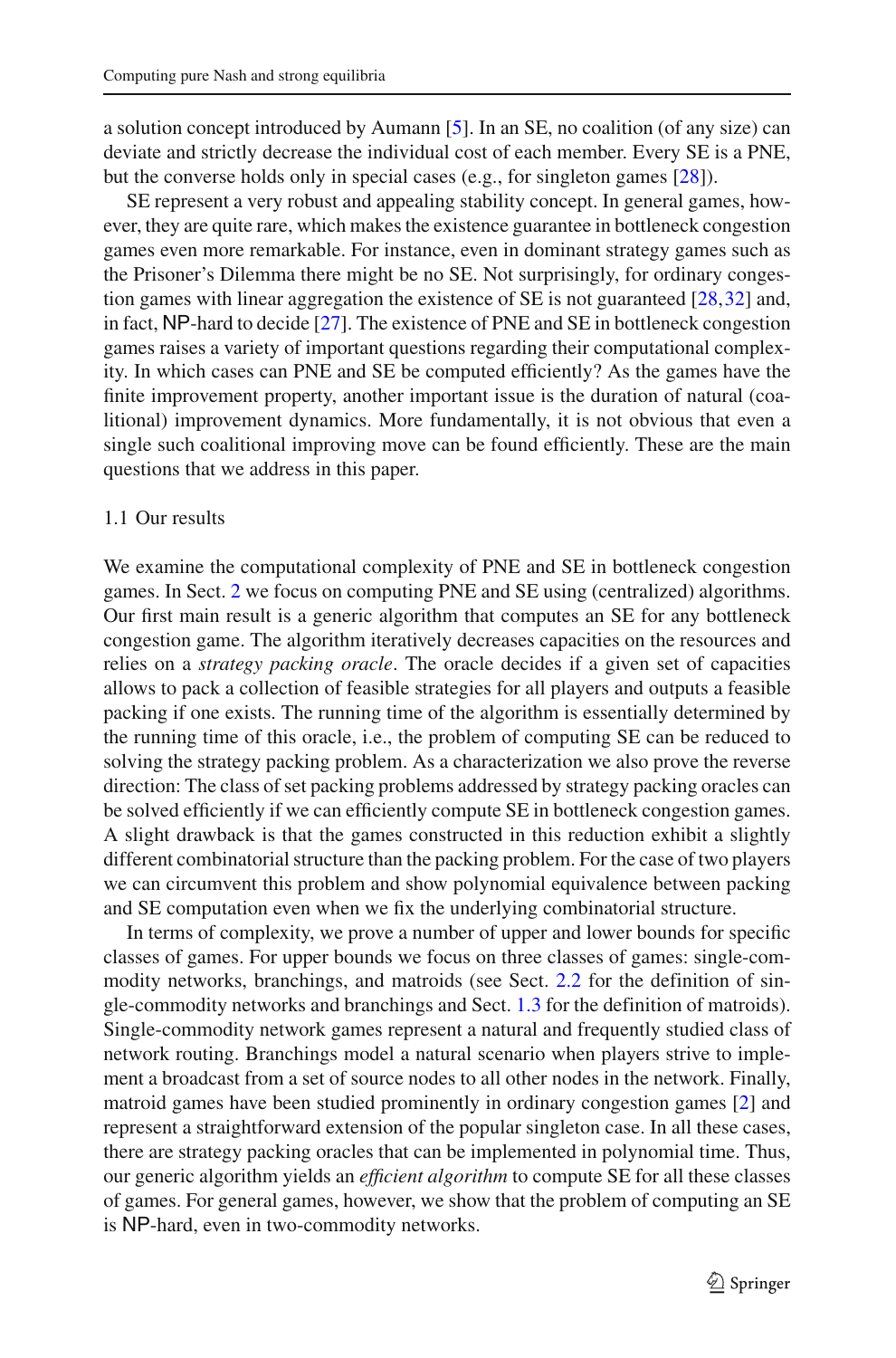a solution concept introduced by Aumann [5]. In an SE, no coalition (of any size) can deviate and strictly decrease the individual cost of each member. Every SE is a PNE, but the converse holds only in special cases (e.g., for singleton games [28]).

SE represent a very robust and appealing stability concept. In general games, however, they are quite rare, which makes the existence guarantee in bottleneck congestion games even more remarkable. For instance, even in dominant strategy games such as the Prisoner's Dilemma there might be no SE. Not surprisingly, for ordinary congestion games with linear aggregation the existence of SE is not guaranteed [28,32] and, in fact, NP-hard to decide [27]. The existence of PNE and SE in bottleneck congestion games raises a variety of important questions regarding their computational complexity. In which cases can PNE and SE be computed efficiently? As the games have the finite improvement property, another important issue is the duration of natural (coalitional) improvement dynamics. More fundamentally, it is not obvious that even a single such coalitional improving move can be found efficiently. These are the main questions that we address in this paper.

### 1.1 Our results

We examine the computational complexity of PNE and SE in bottleneck congestion games. In Sect. 2 we focus on computing PNE and SE using (centralized) algorithms. Our first main result is a generic algorithm that computes an SE for any bottleneck congestion game. The algorithm iteratively decreases capacities on the resources and relies on a *strategy packing oracle*. The oracle decides if a given set of capacities allows to pack a collection of feasible strategies for all players and outputs a feasible packing if one exists. The running time of the algorithm is essentially determined by the running time of this oracle, i.e., the problem of computing SE can be reduced to solving the strategy packing problem. As a characterization we also prove the reverse direction: The class of set packing problems addressed by strategy packing oracles can be solved efficiently if we can efficiently compute SE in bottleneck congestion games. A slight drawback is that the games constructed in this reduction exhibit a slightly different combinatorial structure than the packing problem. For the case of two players we can circumvent this problem and show polynomial equivalence between packing and SE computation even when we fix the underlying combinatorial structure.

In terms of complexity, we prove a number of upper and lower bounds for specific classes of games. For upper bounds we focus on three classes of games: single-commodity networks, branchings, and matroids (see Sect. 2.2 for the definition of single-commodity networks and branchings and Sect. 1.3 for the definition of matroids). Single-commodity network games represent a natural and frequently studied class of network routing. Branchings model a natural scenario when players strive to implement a broadcast from a set of source nodes to all other nodes in the network. Finally, matroid games have been studied prominently in ordinary congestion games [2] and represent a straightforward extension of the popular singleton case. In all these cases, there are strategy packing oracles that can be implemented in polynomial time. Thus, our generic algorithm yields an *efficient algorithm* to compute SE for all these classes of games. For general games, however, we show that the problem of computing an SE is NP-hard, even in two-commodity networks.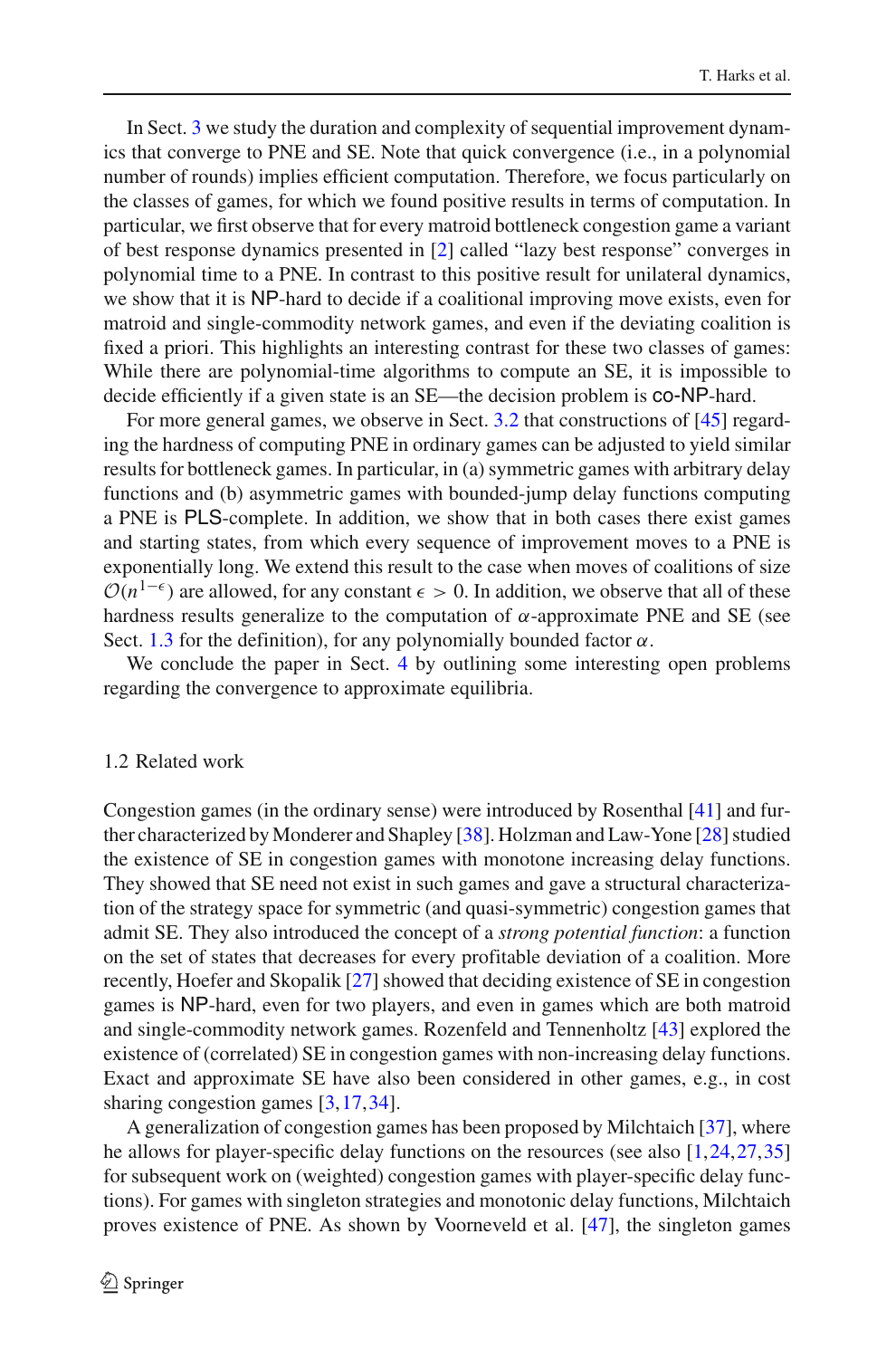In Sect. 3 we study the duration and complexity of sequential improvement dynamics that converge to PNE and SE. Note that quick convergence (i.e., in a polynomial number of rounds) implies efficient computation. Therefore, we focus particularly on the classes of games, for which we found positive results in terms of computation. In particular, we first observe that for every matroid bottleneck congestion game a variant of best response dynamics presented in [2] called "lazy best response" converges in polynomial time to a PNE. In contrast to this positive result for unilateral dynamics, we show that it is NP-hard to decide if a coalitional improving move exists, even for matroid and single-commodity network games, and even if the deviating coalition is fixed a priori. This highlights an interesting contrast for these two classes of games: While there are polynomial-time algorithms to compute an SE, it is impossible to decide efficiently if a given state is an SE—the decision problem is co-NP-hard.

For more general games, we observe in Sect. 3.2 that constructions of [45] regarding the hardness of computing PNE in ordinary games can be adjusted to yield similar results for bottleneck games. In particular, in (a) symmetric games with arbitrary delay functions and (b) asymmetric games with bounded-jump delay functions computing a PNE is PLS-complete. In addition, we show that in both cases there exist games and starting states, from which every sequence of improvement moves to a PNE is exponentially long. We extend this result to the case when moves of coalitions of size $\mathcal{O}(n^{1-\epsilon})$ are allowed, for any constant $\epsilon > 0$. In addition, we observe that all of these hardness results generalize to the computation of $\alpha$-approximate PNE and SE (see Sect. 1.3 for the definition), for any polynomially bounded factor $\alpha$.

We conclude the paper in Sect. 4 by outlining some interesting open problems regarding the convergence to approximate equilibria.

### 1.2 Related work

Congestion games (in the ordinary sense) were introduced by Rosenthal [41] and further characterized by Monderer and Shapley [38]. Holzman and Law-Yone [28] studied the existence of SE in congestion games with monotone increasing delay functions. They showed that SE need not exist in such games and gave a structural characterization of the strategy space for symmetric (and quasi-symmetric) congestion games that admit SE. They also introduced the concept of a *strong potential function*: a function on the set of states that decreases for every profitable deviation of a coalition. More recently, Hoefer and Skopalik [27] showed that deciding existence of SE in congestion games is NP-hard, even for two players, and even in games which are both matroid and single-commodity network games. Rozenfeld and Tennenholtz [43] explored the existence of (correlated) SE in congestion games with non-increasing delay functions. Exact and approximate SE have also been considered in other games, e.g., in cost sharing congestion games [3,17,34].

A generalization of congestion games has been proposed by Milchtaich [37], where he allows for player-specific delay functions on the resources (see also [1,24,27,35] for subsequent work on (weighted) congestion games with player-specific delay functions). For games with singleton strategies and monotonic delay functions, Milchtaich proves existence of PNE. As shown by Voorneveld et al. [47], the singleton games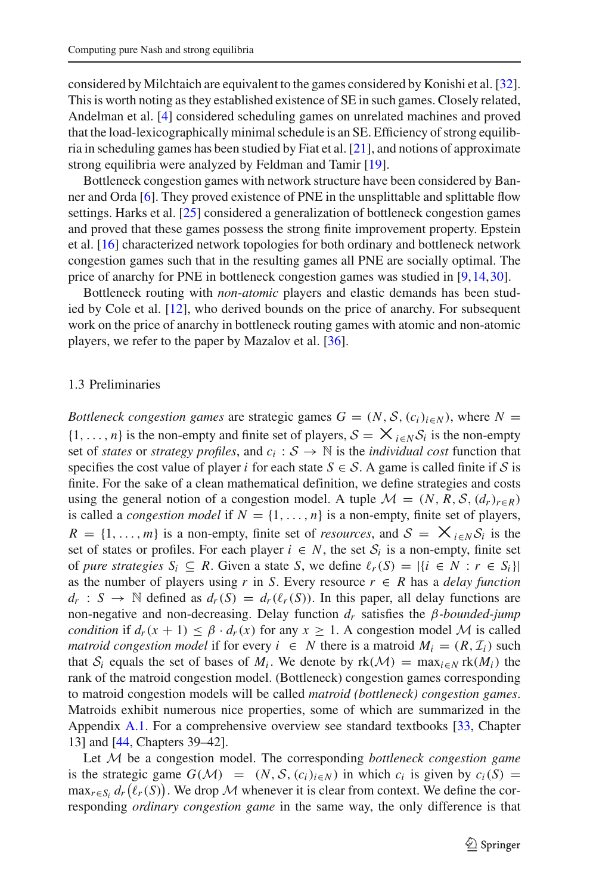considered by Milchtaich are equivalent to the games considered by Konishi et al. [32]. This is worth noting as they established existence of SE in such games. Closely related, Andelman et al. [4] considered scheduling games on unrelated machines and proved that the load-lexicographically minimal schedule is an SE. Efficiency of strong equilibria in scheduling games has been studied by Fiat et al. [21], and notions of approximate strong equilibria were analyzed by Feldman and Tamir [19].

Bottleneck congestion games with network structure have been considered by Banner and Orda [6]. They proved existence of PNE in the unsplittable and splittable flow settings. Harks et al. [25] considered a generalization of bottleneck congestion games and proved that these games possess the strong finite improvement property. Epstein et al. [16] characterized network topologies for both ordinary and bottleneck network congestion games such that in the resulting games all PNE are socially optimal. The price of anarchy for PNE in bottleneck congestion games was studied in [9,14,30].

Bottleneck routing with *non-atomic* players and elastic demands has been studied by Cole et al. [12], who derived bounds on the price of anarchy. For subsequent work on the price of anarchy in bottleneck routing games with atomic and non-atomic players, we refer to the paper by Mazalov et al. [36].

### 1.3 Preliminaries

*Bottleneck congestion games* are strategic games $G = (N, \mathcal{S}, (c_i)_{i\in N})$, where $N = \{1, \ldots, n\}$ is the non-empty and finite set of players, $\mathcal{S} = \times_{i\in N} \mathcal{S}_i$ is the non-empty set of *states* or *strategy profiles*, and $c_i : \mathcal{S} \to \mathbb{N}$ is the *individual cost* function that specifies the cost value of player $i$ for each state $S \in \mathcal{S}$. A game is called finite if $\mathcal{S}$ is finite. For the sake of a clean mathematical definition, we define strategies and costs using the general notion of a congestion model. A tuple $\mathcal{M} = (N, R, \mathcal{S}, (d_r)_{r\in R})$ is called a *congestion model* if $N = \{1, \ldots, n\}$ is a non-empty, finite set of players, $R = \{1, \ldots, m\}$ is a non-empty, finite set of *resources*, and $\mathcal{S} = \times_{i\in N} \mathcal{S}_i$ is the set of states or profiles. For each player $i \in N$, the set $\mathcal{S}_i$ is a non-empty, finite set of *pure strategies* $S_i \subseteq R$. Given a state $S$, we define $\ell_r(S) = |\{i \in N : r \in S_i\}|$ as the number of players using $r$ in $S$. Every resource $r \in R$ has a *delay function* $d_r : \mathcal{S} \to \mathbb{N}$ defined as $d_r(S) = d_r(\ell_r(S))$. In this paper, all delay functions are non-negative and non-decreasing. Delay function $d_r$ satisfies the *$\beta$-bounded-jump condition* if $d_r(x+1) \leq \beta \cdot d_r(x)$ for any $x \geq 1$. A congestion model $\mathcal{M}$ is called *matroid congestion model* if for every $i \in N$ there is a matroid $M_i = (R, \mathcal{I}_i)$ such that $\mathcal{S}_i$ equals the set of bases of $M_i$. We denote by $\mathrm{rk}(\mathcal{M}) = \max_{i\in N} \mathrm{rk}(M_i)$ the rank of the matroid congestion model. (Bottleneck) congestion games corresponding to matroid congestion models will be called *matroid (bottleneck) congestion games*. Matroids exhibit numerous nice properties, some of which are summarized in the Appendix A.1. For a comprehensive overview see standard textbooks [33, Chapter 13] and [44, Chapters 39–42].

Let $\mathcal{M}$ be a congestion model. The corresponding *bottleneck congestion game* is the strategic game $G(\mathcal{M}) = (N, \mathcal{S}, (c_i)_{i\in N})$ in which $c_i$ is given by $c_i(S) = \max_{r\in S_i} d_r\big(\ell_r(S)\big)$. We drop $\mathcal{M}$ whenever it is clear from context. We define the corresponding *ordinary congestion game* in the same way, the only difference is that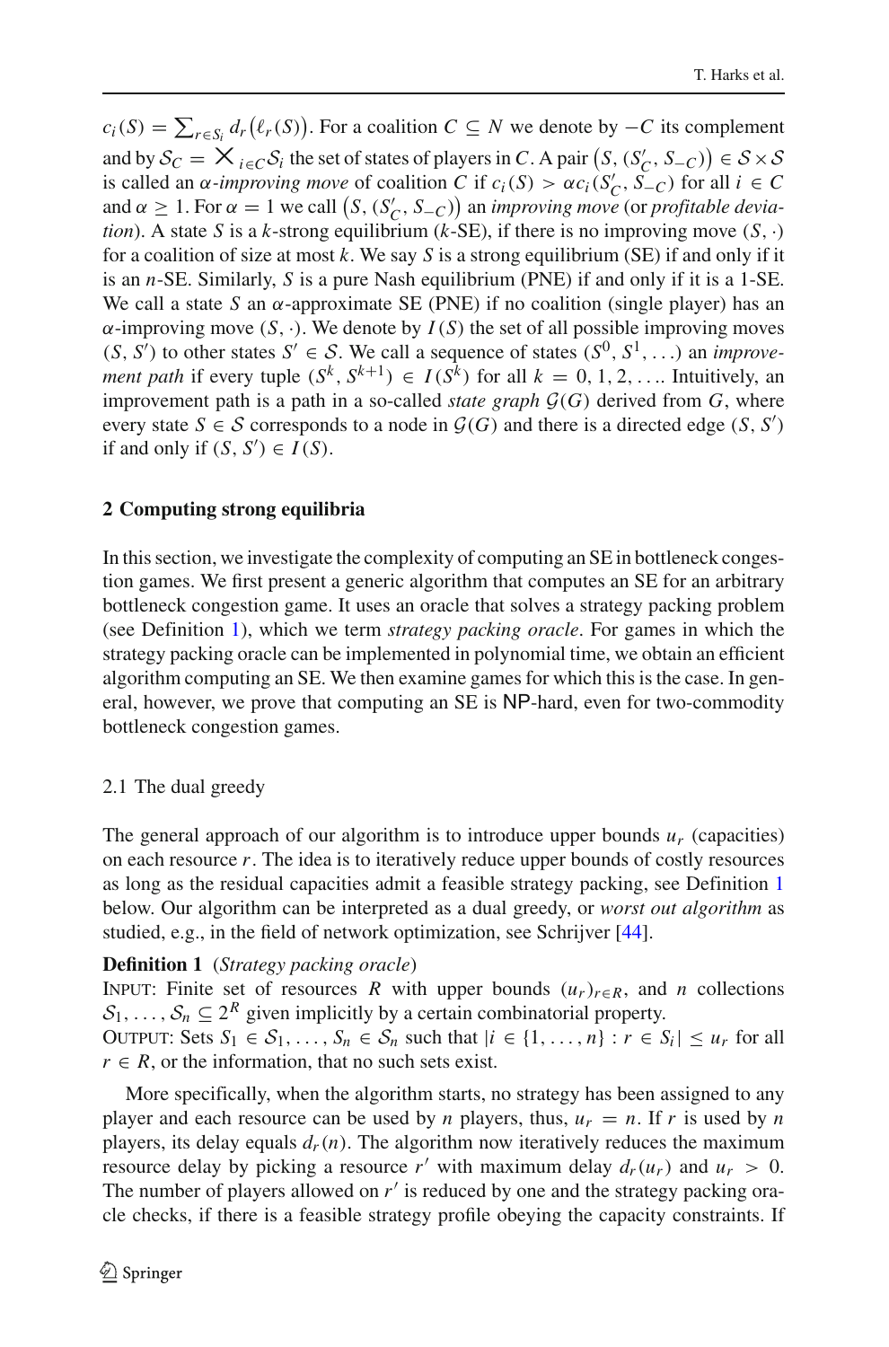$c_i(S) = \sum_{r \in S_i} d_r(\ell_r(S))$. For a coalition $C \subseteq N$ we denote by $-C$ its complement and by $\mathcal{S}_C = \bigtimes_{i \in C} \mathcal{S}_i$ the set of states of players in $C$. A pair $(S, (S'_C, S_{-C})) \in \mathcal{S} \times \mathcal{S}$ is called an *$\alpha$-improving move* of coalition $C$ if $c_i(S) > \alpha c_i(S'_C, S_{-C})$ for all $i \in C$ and $\alpha \geq 1$. For $\alpha = 1$ we call $(S, (S'_C, S_{-C}))$ an *improving move* (or *profitable deviation*). A state $S$ is a $k$-strong equilibrium ($k$-SE), if there is no improving move $(S, \cdot)$ for a coalition of size at most $k$. We say $S$ is a strong equilibrium (SE) if and only if it is an $n$-SE. Similarly, $S$ is a pure Nash equilibrium (PNE) if and only if it is a 1-SE. We call a state $S$ an $\alpha$-approximate SE (PNE) if no coalition (single player) has an $\alpha$-improving move $(S, \cdot)$. We denote by $I(S)$ the set of all possible improving moves $(S, S')$ to other states $S' \in \mathcal{S}$. We call a sequence of states $(S^0, S^1, \ldots)$ an *improvement path* if every tuple $(S^k, S^{k+1}) \in I(S^k)$ for all $k = 0, 1, 2, \ldots$. Intuitively, an improvement path is a path in a so-called *state graph* $\mathcal{G}(G)$ derived from $G$, where every state $S \in \mathcal{S}$ corresponds to a node in $\mathcal{G}(G)$ and there is a directed edge $(S, S')$ if and only if $(S, S') \in I(S)$.

## 2 Computing strong equilibria

In this section, we investigate the complexity of computing an SE in bottleneck congestion games. We first present a generic algorithm that computes an SE for an arbitrary bottleneck congestion game. It uses an oracle that solves a strategy packing problem (see Definition 1), which we term *strategy packing oracle*. For games in which the strategy packing oracle can be implemented in polynomial time, we obtain an efficient algorithm computing an SE. We then examine games for which this is the case. In general, however, we prove that computing an SE is NP-hard, even for two-commodity bottleneck congestion games.

### 2.1 The dual greedy

The general approach of our algorithm is to introduce upper bounds $u_r$ (capacities) on each resource $r$. The idea is to iteratively reduce upper bounds of costly resources as long as the residual capacities admit a feasible strategy packing, see Definition 1 below. Our algorithm can be interpreted as a dual greedy, or *worst out algorithm* as studied, e.g., in the field of network optimization, see Schrijver [44].

**Definition 1** (*Strategy packing oracle*)
INPUT: Finite set of resources $R$ with upper bounds $(u_r)_{r \in R}$, and $n$ collections $\mathcal{S}_1, \ldots, \mathcal{S}_n \subseteq 2^R$ given implicitly by a certain combinatorial property.
OUTPUT: Sets $S_1 \in \mathcal{S}_1, \ldots, S_n \in \mathcal{S}_n$ such that $|i \in \{1, \ldots, n\} : r \in S_i| \leq u_r$ for all $r \in R$, or the information, that no such sets exist.

More specifically, when the algorithm starts, no strategy has been assigned to any player and each resource can be used by $n$ players, thus, $u_r = n$. If $r$ is used by $n$ players, its delay equals $d_r(n)$. The algorithm now iteratively reduces the maximum resource delay by picking a resource $r'$ with maximum delay $d_r(u_r)$ and $u_r > 0$. The number of players allowed on $r'$ is reduced by one and the strategy packing oracle checks, if there is a feasible strategy profile obeying the capacity constraints. If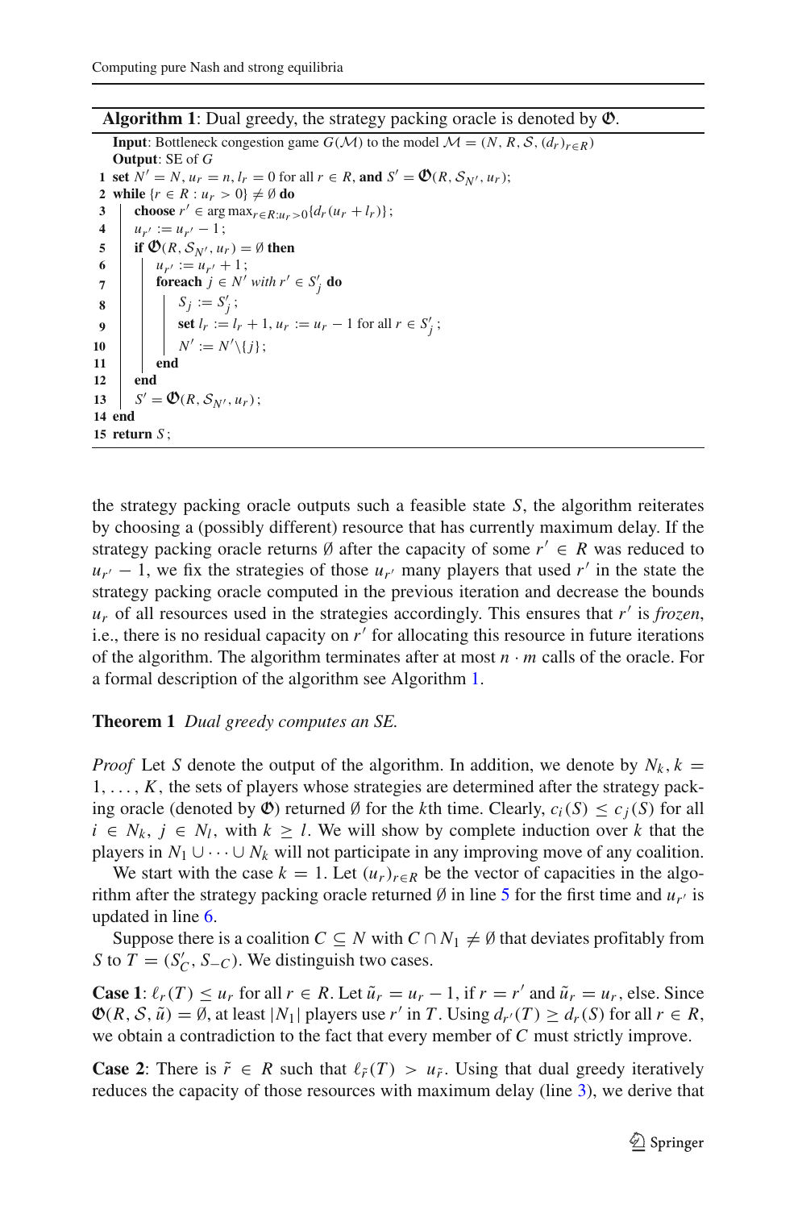**Algorithm 1**: Dual greedy, the strategy packing oracle is denoted by $\mathfrak{O}$.

```
   Input: Bottleneck congestion game G(M) to the model M = (N, R, S, (d_r)_{r∈R})
   Output: SE of G
1  set N' = N, u_r = n, l_r = 0 for all r ∈ R, and S' = O(R, S_{N'}, u_r);
2  while {r ∈ R : u_r > 0} ≠ ∅ do
3      choose r' ∈ arg max_{r∈R:u_r>0} {d_r(u_r + l_r)};
4      u_{r'} := u_{r'} − 1;
5      if O(R, S_{N'}, u_r) = ∅ then
6          u_{r'} := u_{r'} + 1;
7          foreach j ∈ N' with r' ∈ S'_j do
8              S_j := S'_j;
9              set l_r := l_r + 1, u_r := u_r − 1 for all r ∈ S'_j;
10             N' := N' \ {j};
11         end
12     end
13     S' = O(R, S_{N'}, u_r);
14 end
15 return S;
```

the strategy packing oracle outputs such a feasible state $S$, the algorithm reiterates by choosing a (possibly different) resource that has currently maximum delay. If the strategy packing oracle returns $\emptyset$ after the capacity of some $r' \in R$ was reduced to $u_{r'} - 1$, we fix the strategies of those $u_{r'}$ many players that used $r'$ in the state the strategy packing oracle computed in the previous iteration and decrease the bounds $u_r$ of all resources used in the strategies accordingly. This ensures that $r'$ is *frozen*, i.e., there is no residual capacity on $r'$ for allocating this resource in future iterations of the algorithm. The algorithm terminates after at most $n \cdot m$ calls of the oracle. For a formal description of the algorithm see Algorithm 1.

**Theorem 1** *Dual greedy computes an SE.*

*Proof* Let $S$ denote the output of the algorithm. In addition, we denote by $N_k, k = 1, \ldots, K$, the sets of players whose strategies are determined after the strategy packing oracle (denoted by $\mathfrak{O}$) returned $\emptyset$ for the $k$th time. Clearly, $c_i(S) \leq c_j(S)$ for all $i \in N_k$, $j \in N_l$, with $k \geq l$. We will show by complete induction over $k$ that the players in $N_1 \cup \cdots \cup N_k$ will not participate in any improving move of any coalition.

We start with the case $k = 1$. Let $(u_r)_{r\in R}$ be the vector of capacities in the algorithm after the strategy packing oracle returned $\emptyset$ in line 5 for the first time and $u_{r'}$ is updated in line 6.

Suppose there is a coalition $C \subseteq N$ with $C \cap N_1 \neq \emptyset$ that deviates profitably from $S$ to $T = (S'_C, S_{-C})$. We distinguish two cases.

**Case 1**: $\ell_r(T) \leq u_r$ for all $r \in R$. Let $\tilde{u}_r = u_r - 1$, if $r = r'$ and $\tilde{u}_r = u_r$, else. Since $\mathfrak{O}(R, \mathcal{S}, \tilde{u}) = \emptyset$, at least $|N_1|$ players use $r'$ in $T$. Using $d_{r'}(T) \geq d_r(S)$ for all $r \in R$, we obtain a contradiction to the fact that every member of $C$ must strictly improve.

**Case 2**: There is $\tilde{r} \in R$ such that $\ell_{\tilde{r}}(T) > u_{\tilde{r}}$. Using that dual greedy iteratively reduces the capacity of those resources with maximum delay (line 3), we derive that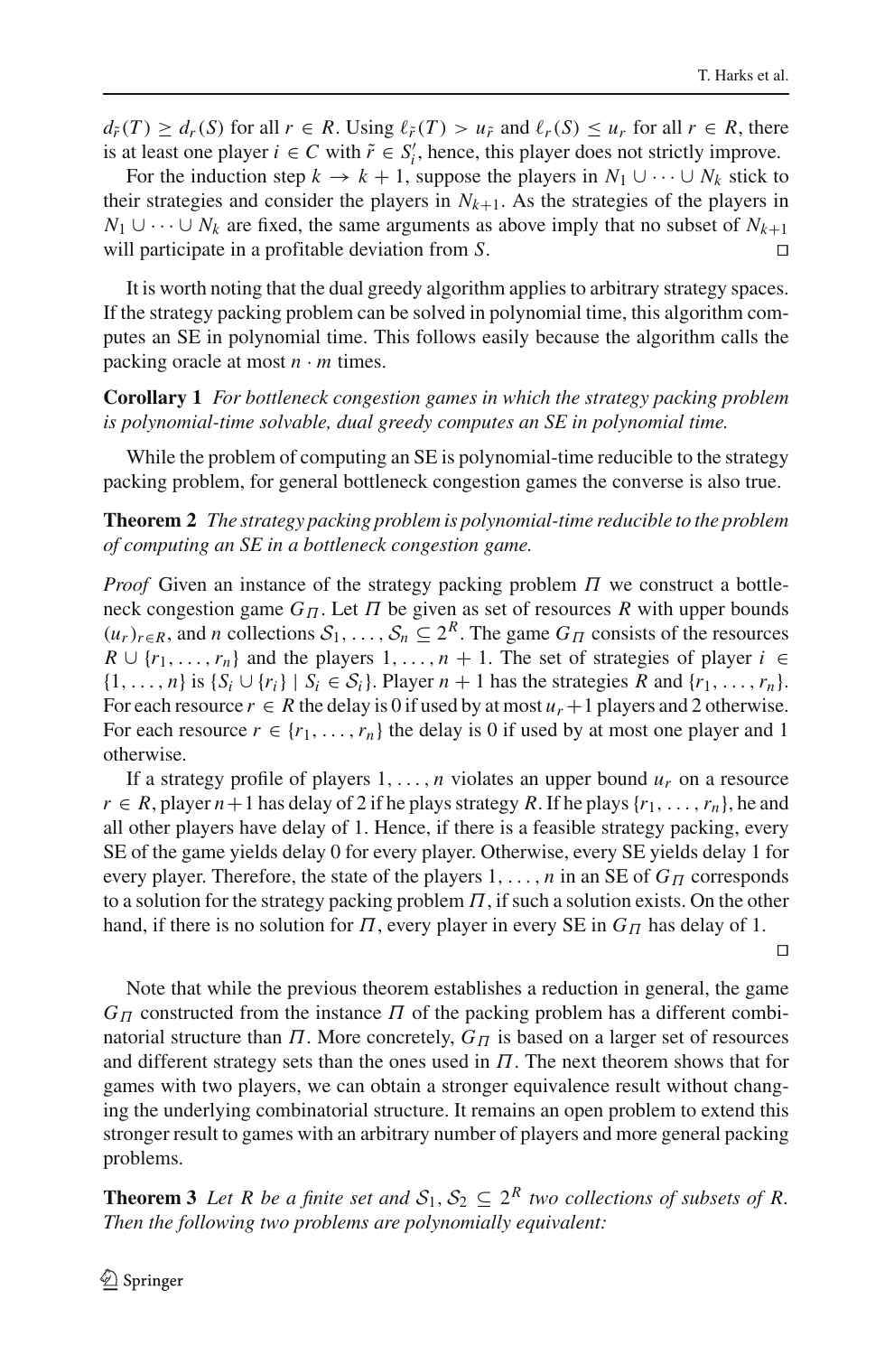$d_{\tilde{r}}(T) \geq d_r(S)$ for all $r \in R$. Using $\ell_{\tilde{r}}(T) > u_{\tilde{r}}$ and $\ell_r(S) \leq u_r$ for all $r \in R$, there is at least one player $i \in C$ with $\tilde{r} \in S_i'$, hence, this player does not strictly improve.

For the induction step $k \to k+1$, suppose the players in $N_1 \cup \cdots \cup N_k$ stick to their strategies and consider the players in $N_{k+1}$. As the strategies of the players in $N_1 \cup \cdots \cup N_k$ are fixed, the same arguments as above imply that no subset of $N_{k+1}$ will participate in a profitable deviation from $S$. □

It is worth noting that the dual greedy algorithm applies to arbitrary strategy spaces. If the strategy packing problem can be solved in polynomial time, this algorithm computes an SE in polynomial time. This follows easily because the algorithm calls the packing oracle at most $n \cdot m$ times.

**Corollary 1** *For bottleneck congestion games in which the strategy packing problem is polynomial-time solvable, dual greedy computes an SE in polynomial time.*

While the problem of computing an SE is polynomial-time reducible to the strategy packing problem, for general bottleneck congestion games the converse is also true.

**Theorem 2** *The strategy packing problem is polynomial-time reducible to the problem of computing an SE in a bottleneck congestion game.*

*Proof* Given an instance of the strategy packing problem $\Pi$ we construct a bottleneck congestion game $G_\Pi$. Let $\Pi$ be given as set of resources $R$ with upper bounds $(u_r)_{r \in R}$, and $n$ collections $\mathcal{S}_1, \ldots, \mathcal{S}_n \subseteq 2^R$. The game $G_\Pi$ consists of the resources $R \cup \{r_1, \ldots, r_n\}$ and the players $1, \ldots, n+1$. The set of strategies of player $i \in \{1, \ldots, n\}$ is $\{S_i \cup \{r_i\} \mid S_i \in \mathcal{S}_i\}$. Player $n+1$ has the strategies $R$ and $\{r_1, \ldots, r_n\}$. For each resource $r \in R$ the delay is 0 if used by at most $u_r + 1$ players and 2 otherwise. For each resource $r \in \{r_1, \ldots, r_n\}$ the delay is 0 if used by at most one player and 1 otherwise.

If a strategy profile of players $1, \ldots, n$ violates an upper bound $u_r$ on a resource $r \in R$, player $n+1$ has delay of 2 if he plays strategy $R$. If he plays $\{r_1, \ldots, r_n\}$, he and all other players have delay of 1. Hence, if there is a feasible strategy packing, every SE of the game yields delay 0 for every player. Otherwise, every SE yields delay 1 for every player. Therefore, the state of the players $1, \ldots, n$ in an SE of $G_\Pi$ corresponds to a solution for the strategy packing problem $\Pi$, if such a solution exists. On the other hand, if there is no solution for $\Pi$, every player in every SE in $G_\Pi$ has delay of 1. □

Note that while the previous theorem establishes a reduction in general, the game $G_\Pi$ constructed from the instance $\Pi$ of the packing problem has a different combinatorial structure than $\Pi$. More concretely, $G_\Pi$ is based on a larger set of resources and different strategy sets than the ones used in $\Pi$. The next theorem shows that for games with two players, we can obtain a stronger equivalence result without changing the underlying combinatorial structure. It remains an open problem to extend this stronger result to games with an arbitrary number of players and more general packing problems.

**Theorem 3** *Let $R$ be a finite set and $\mathcal{S}_1, \mathcal{S}_2 \subseteq 2^R$ two collections of subsets of $R$. Then the following two problems are polynomially equivalent:*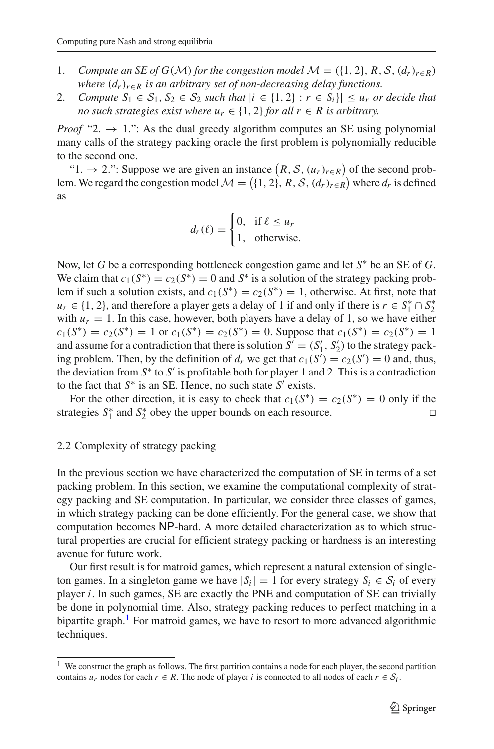1. *Compute an SE of $G(\mathcal{M})$ for the congestion model $\mathcal{M} = (\{1, 2\}, R, \mathcal{S}, (d_r)_{r \in R})$ where $(d_r)_{r \in R}$ is an arbitrary set of non-decreasing delay functions.*
2. *Compute $S_1 \in \mathcal{S}_1, S_2 \in \mathcal{S}_2$ such that $|i \in \{1, 2\} : r \in S_i\}| \leq u_r$ or decide that no such strategies exist where $u_r \in \{1, 2\}$ for all $r \in R$ is arbitrary.*

*Proof* "2. → 1.": As the dual greedy algorithm computes an SE using polynomial many calls of the strategy packing oracle the first problem is polynomially reducible to the second one.

"1. → 2.": Suppose we are given an instance $\left(R, \mathcal{S}, (u_r)_{r \in R}\right)$ of the second problem. We regard the congestion model $\mathcal{M} = \left(\{1, 2\}, R, \mathcal{S}, (d_r)_{r \in R}\right)$ where $d_r$ is defined as

$$d_r(\ell) = \begin{cases} 0, & \text{if } \ell \leq u_r \\ 1, & \text{otherwise.} \end{cases}$$

Now, let $G$ be a corresponding bottleneck congestion game and let $S^*$ be an SE of $G$. We claim that $c_1(S^*) = c_2(S^*) = 0$ and $S^*$ is a solution of the strategy packing problem if such a solution exists, and $c_1(S^*) = c_2(S^*) = 1$, otherwise. At first, note that $u_r \in \{1, 2\}$, and therefore a player gets a delay of 1 if and only if there is $r \in S_1^* \cap S_2^*$ with $u_r = 1$. In this case, however, both players have a delay of 1, so we have either $c_1(S^*) = c_2(S^*) = 1$ or $c_1(S^*) = c_2(S^*) = 0$. Suppose that $c_1(S^*) = c_2(S^*) = 1$ and assume for a contradiction that there is solution $S' = (S_1', S_2')$ to the strategy packing problem. Then, by the definition of $d_r$ we get that $c_1(S') = c_2(S') = 0$ and, thus, the deviation from $S^*$ to $S'$ is profitable both for player 1 and 2. This is a contradiction to the fact that $S^*$ is an SE. Hence, no such state $S'$ exists.

For the other direction, it is easy to check that $c_1(S^*) = c_2(S^*) = 0$ only if the strategies $S_1^*$ and $S_2^*$ obey the upper bounds on each resource. □

## 2.2 Complexity of strategy packing

In the previous section we have characterized the computation of SE in terms of a set packing problem. In this section, we examine the computational complexity of strategy packing and SE computation. In particular, we consider three classes of games, in which strategy packing can be done efficiently. For the general case, we show that computation becomes NP-hard. A more detailed characterization as to which structural properties are crucial for efficient strategy packing or hardness is an interesting avenue for future work.

Our first result is for matroid games, which represent a natural extension of singleton games. In a singleton game we have $|S_i| = 1$ for every strategy $S_i \in \mathcal{S}_i$ of every player $i$. In such games, SE are exactly the PNE and computation of SE can trivially be done in polynomial time. Also, strategy packing reduces to perfect matching in a bipartite graph.[1] For matroid games, we have to resort to more advanced algorithmic techniques.

[1] We construct the graph as follows. The first partition contains a node for each player, the second partition contains $u_r$ nodes for each $r \in R$. The node of player $i$ is connected to all nodes of each $r \in \mathcal{S}_i$.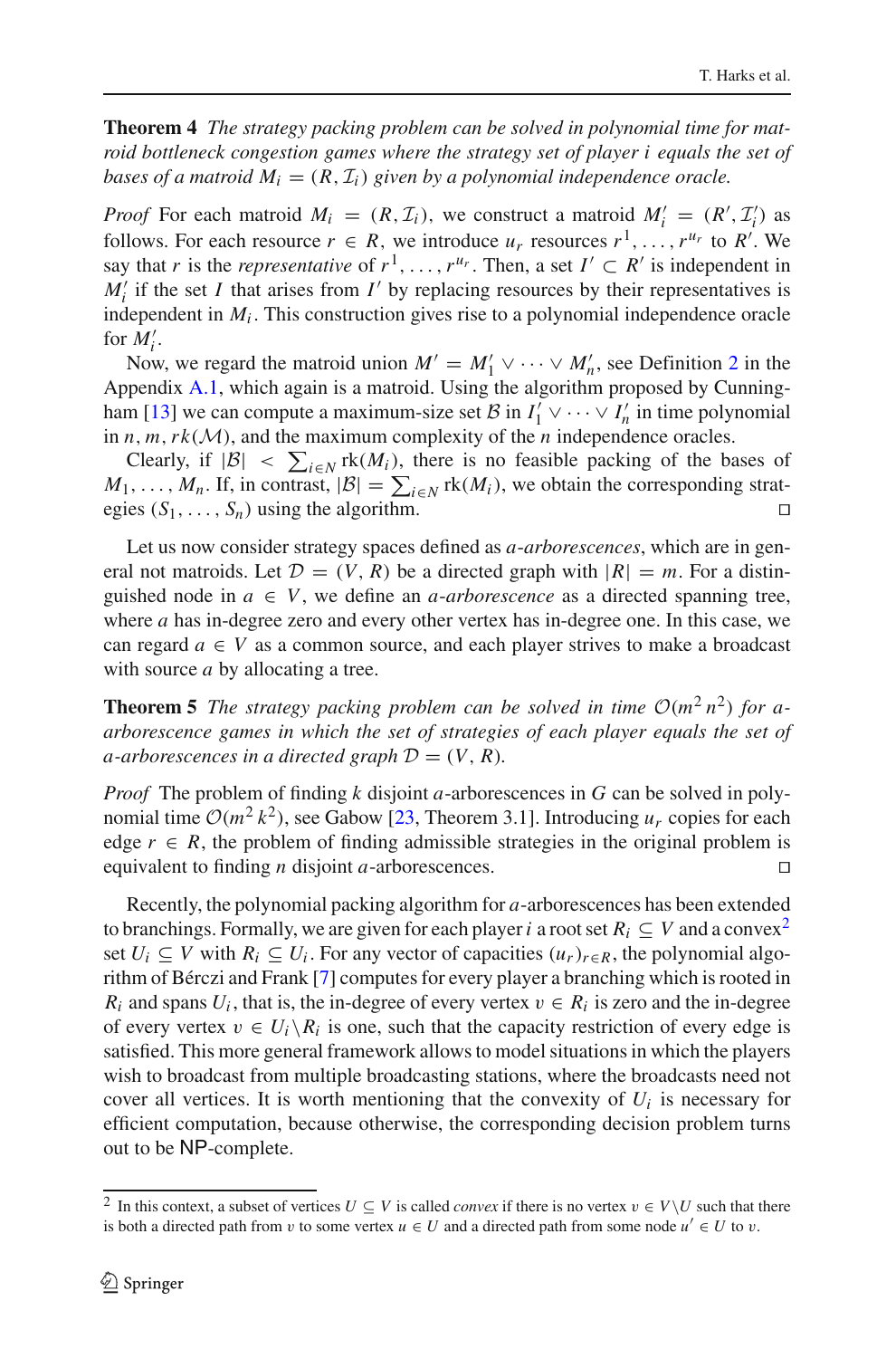**Theorem 4** *The strategy packing problem can be solved in polynomial time for matroid bottleneck congestion games where the strategy set of player $i$ equals the set of bases of a matroid $M_i = (R, \mathcal{I}_i)$ given by a polynomial independence oracle.*

*Proof* For each matroid $M_i = (R, \mathcal{I}_i)$, we construct a matroid $M_i' = (R', \mathcal{I}_i')$ as follows. For each resource $r \in R$, we introduce $u_r$ resources $r^1, \ldots, r^{u_r}$ to $R'$. We say that $r$ is the *representative* of $r^1, \ldots, r^{u_r}$. Then, a set $I' \subset R'$ is independent in $M_i'$ if the set $I$ that arises from $I'$ by replacing resources by their representatives is independent in $M_i$. This construction gives rise to a polynomial independence oracle for $M_i'$.

Now, we regard the matroid union $M' = M_1' \vee \cdots \vee M_n'$, see Definition 2 in the Appendix A.1, which again is a matroid. Using the algorithm proposed by Cunningham [13] we can compute a maximum-size set $\mathcal{B}$ in $I_1' \vee \cdots \vee I_n'$ in time polynomial in $n, m, rk(\mathcal{M})$, and the maximum complexity of the $n$ independence oracles.

Clearly, if $|\mathcal{B}| < \sum_{i \in N} \mathrm{rk}(M_i)$, there is no feasible packing of the bases of $M_1, \ldots, M_n$. If, in contrast, $|\mathcal{B}| = \sum_{i \in N} \mathrm{rk}(M_i)$, we obtain the corresponding strategies $(S_1, \ldots, S_n)$ using the algorithm. □

Let us now consider strategy spaces defined as *a-arborescences*, which are in general not matroids. Let $\mathcal{D} = (V, R)$ be a directed graph with $|R| = m$. For a distinguished node in $a \in V$, we define an *a-arborescence* as a directed spanning tree, where $a$ has in-degree zero and every other vertex has in-degree one. In this case, we can regard $a \in V$ as a common source, and each player strives to make a broadcast with source $a$ by allocating a tree.

**Theorem 5** *The strategy packing problem can be solved in time $\mathcal{O}(m^2 n^2)$ for a-arborescence games in which the set of strategies of each player equals the set of a-arborescences in a directed graph $\mathcal{D} = (V, R)$.*

*Proof* The problem of finding $k$ disjoint $a$-arborescences in $G$ can be solved in polynomial time $\mathcal{O}(m^2 k^2)$, see Gabow [23, Theorem 3.1]. Introducing $u_r$ copies for each edge $r \in R$, the problem of finding admissible strategies in the original problem is equivalent to finding $n$ disjoint $a$-arborescences. □

Recently, the polynomial packing algorithm for $a$-arborescences has been extended to branchings. Formally, we are given for each player $i$ a root set $R_i \subseteq V$ and a convex[2] set $U_i \subseteq V$ with $R_i \subseteq U_i$. For any vector of capacities $(u_r)_{r \in R}$, the polynomial algorithm of Bérczi and Frank [7] computes for every player a branching which is rooted in $R_i$ and spans $U_i$, that is, the in-degree of every vertex $v \in R_i$ is zero and the in-degree of every vertex $v \in U_i \setminus R_i$ is one, such that the capacity restriction of every edge is satisfied. This more general framework allows to model situations in which the players wish to broadcast from multiple broadcasting stations, where the broadcasts need not cover all vertices. It is worth mentioning that the convexity of $U_i$ is necessary for efficient computation, because otherwise, the corresponding decision problem turns out to be NP-complete.

[2] In this context, a subset of vertices $U \subseteq V$ is called *convex* if there is no vertex $v \in V \setminus U$ such that there is both a directed path from $v$ to some vertex $u \in U$ and a directed path from some node $u' \in U$ to $v$.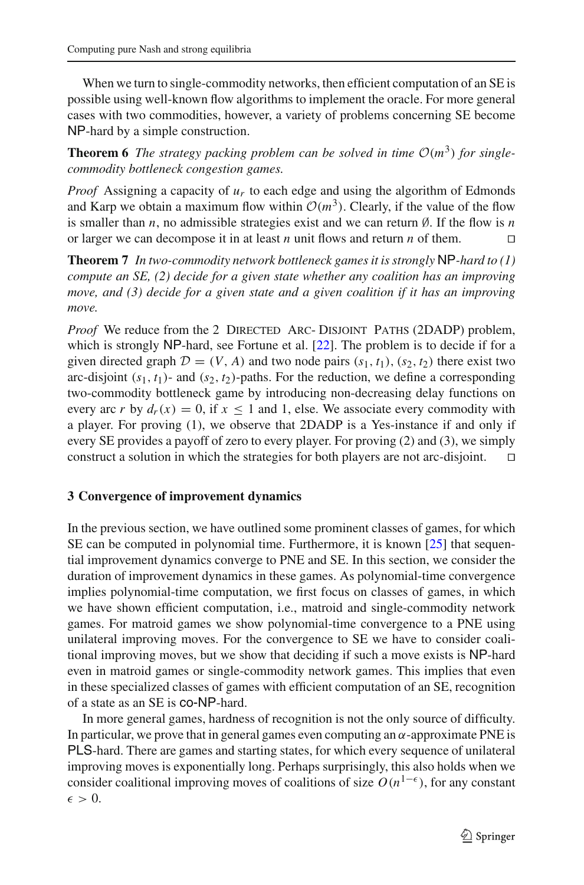When we turn to single-commodity networks, then efficient computation of an SE is possible using well-known flow algorithms to implement the oracle. For more general cases with two commodities, however, a variety of problems concerning SE become NP-hard by a simple construction.

**Theorem 6** *The strategy packing problem can be solved in time $\mathcal{O}(m^3)$ for single-commodity bottleneck congestion games.*

*Proof* Assigning a capacity of $u_r$ to each edge and using the algorithm of Edmonds and Karp we obtain a maximum flow within $\mathcal{O}(m^3)$. Clearly, if the value of the flow is smaller than $n$, no admissible strategies exist and we can return $\emptyset$. If the flow is $n$ or larger we can decompose it in at least $n$ unit flows and return $n$ of them. □

**Theorem 7** *In two-commodity network bottleneck games it is strongly* NP*-hard to (1) compute an SE, (2) decide for a given state whether any coalition has an improving move, and (3) decide for a given state and a given coalition if it has an improving move.*

*Proof* We reduce from the 2 Directed Arc-Disjoint Paths (2DADP) problem, which is strongly NP-hard, see Fortune et al. [22]. The problem is to decide if for a given directed graph $\mathcal{D} = (V, A)$ and two node pairs $(s_1, t_1)$, $(s_2, t_2)$ there exist two arc-disjoint $(s_1, t_1)$- and $(s_2, t_2)$-paths. For the reduction, we define a corresponding two-commodity bottleneck game by introducing non-decreasing delay functions on every arc $r$ by $d_r(x) = 0$, if $x \leq 1$ and 1, else. We associate every commodity with a player. For proving (1), we observe that 2DADP is a Yes-instance if and only if every SE provides a payoff of zero to every player. For proving (2) and (3), we simply construct a solution in which the strategies for both players are not arc-disjoint. □

## 3 Convergence of improvement dynamics

In the previous section, we have outlined some prominent classes of games, for which SE can be computed in polynomial time. Furthermore, it is known [25] that sequential improvement dynamics converge to PNE and SE. In this section, we consider the duration of improvement dynamics in these games. As polynomial-time convergence implies polynomial-time computation, we first focus on classes of games, in which we have shown efficient computation, i.e., matroid and single-commodity network games. For matroid games we show polynomial-time convergence to a PNE using unilateral improving moves. For the convergence to SE we have to consider coalitional improving moves, but we show that deciding if such a move exists is NP-hard even in matroid games or single-commodity network games. This implies that even in these specialized classes of games with efficient computation of an SE, recognition of a state as an SE is co-NP-hard.

In more general games, hardness of recognition is not the only source of difficulty. In particular, we prove that in general games even computing an $\alpha$-approximate PNE is PLS-hard. There are games and starting states, for which every sequence of unilateral improving moves is exponentially long. Perhaps surprisingly, this also holds when we consider coalitional improving moves of coalitions of size $O(n^{1-\epsilon})$, for any constant $\epsilon > 0$.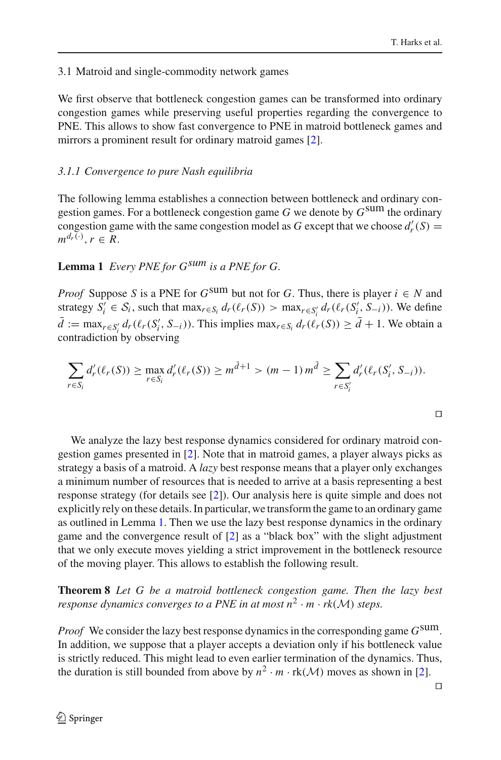### 3.1 Matroid and single-commodity network games

We first observe that bottleneck congestion games can be transformed into ordinary congestion games while preserving useful properties regarding the convergence to PNE. This allows to show fast convergence to PNE in matroid bottleneck games and mirrors a prominent result for ordinary matroid games [2].

#### 3.1.1 Convergence to pure Nash equilibria

The following lemma establishes a connection between bottleneck and ordinary congestion games. For a bottleneck congestion game $G$ we denote by $G^{\text{sum}}$ the ordinary congestion game with the same congestion model as $G$ except that we choose $d_r'(S) = m^{d_r(\cdot)}, r \in R$.

**Lemma 1** *Every PNE for $G^{sum}$ is a PNE for $G$.*

*Proof* Suppose $S$ is a PNE for $G^{\text{sum}}$ but not for $G$. Thus, there is player $i \in N$ and strategy $S_i' \in \mathcal{S}_i$, such that $\max_{r \in S_i} d_r(\ell_r(S)) > \max_{r \in S_i'} d_r(\ell_r(S_i', S_{-i}))$. We define $\bar{d} := \max_{r \in S_i'} d_r(\ell_r(S_i', S_{-i}))$. This implies $\max_{r \in S_i} d_r(\ell_r(S)) \geq \bar{d} + 1$. We obtain a contradiction by observing

$$\sum_{r \in S_i} d_r'(\ell_r(S)) \geq \max_{r \in S_i} d_r'(\ell_r(S)) \geq m^{\bar{d}+1} > (m-1)\, m^{\bar{d}} \geq \sum_{r \in S_i'} d_r'(\ell_r(S_i', S_{-i})).$$

□

We analyze the lazy best response dynamics considered for ordinary matroid congestion games presented in [2]. Note that in matroid games, a player always picks as strategy a basis of a matroid. A *lazy* best response means that a player only exchanges a minimum number of resources that is needed to arrive at a basis representing a best response strategy (for details see [2]). Our analysis here is quite simple and does not explicitly rely on these details. In particular, we transform the game to an ordinary game as outlined in Lemma 1. Then we use the lazy best response dynamics in the ordinary game and the convergence result of [2] as a "black box" with the slight adjustment that we only execute moves yielding a strict improvement in the bottleneck resource of the moving player. This allows to establish the following result.

**Theorem 8** *Let $G$ be a matroid bottleneck congestion game. Then the lazy best response dynamics converges to a PNE in at most $n^2 \cdot m \cdot rk(\mathcal{M})$ steps.*

*Proof* We consider the lazy best response dynamics in the corresponding game $G^{\text{sum}}$. In addition, we suppose that a player accepts a deviation only if his bottleneck value is strictly reduced. This might lead to even earlier termination of the dynamics. Thus, the duration is still bounded from above by $n^2 \cdot m \cdot \text{rk}(\mathcal{M})$ moves as shown in [2].

□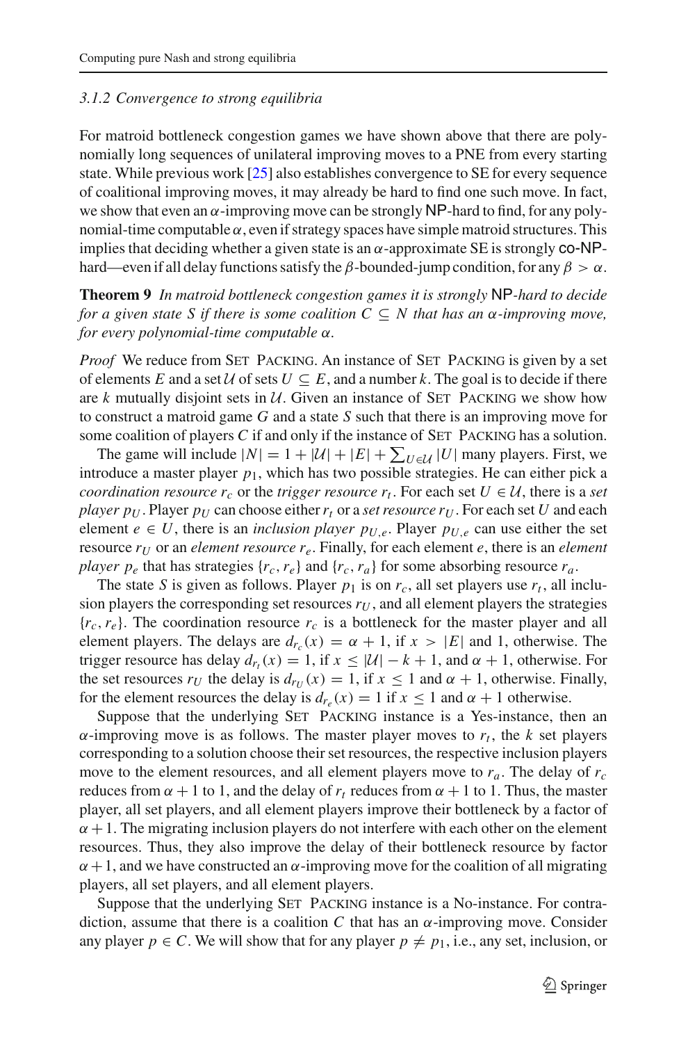### 3.1.2 Convergence to strong equilibria

For matroid bottleneck congestion games we have shown above that there are polynomially long sequences of unilateral improving moves to a PNE from every starting state. While previous work [25] also establishes convergence to SE for every sequence of coalitional improving moves, it may already be hard to find one such move. In fact, we show that even an $\alpha$-improving move can be strongly NP-hard to find, for any polynomial-time computable $\alpha$, even if strategy spaces have simple matroid structures. This implies that deciding whether a given state is an $\alpha$-approximate SE is strongly co-NP-hard—even if all delay functions satisfy the $\beta$-bounded-jump condition, for any $\beta > \alpha$.

**Theorem 9** *In matroid bottleneck congestion games it is strongly* NP*-hard to decide for a given state $S$ if there is some coalition $C \subseteq N$ that has an $\alpha$-improving move, for every polynomial-time computable $\alpha$.*

*Proof* We reduce from Set Packing. An instance of Set Packing is given by a set of elements $E$ and a set $\mathcal{U}$ of sets $U \subseteq E$, and a number $k$. The goal is to decide if there are $k$ mutually disjoint sets in $\mathcal{U}$. Given an instance of Set Packing we show how to construct a matroid game $G$ and a state $S$ such that there is an improving move for some coalition of players $C$ if and only if the instance of Set Packing has a solution.

The game will include $|N| = 1 + |\mathcal{U}| + |E| + \sum_{U \in \mathcal{U}} |U|$ many players. First, we introduce a master player $p_1$, which has two possible strategies. He can either pick a *coordination resource* $r_c$ or the *trigger resource* $r_t$. For each set $U \in \mathcal{U}$, there is a *set player* $p_U$. Player $p_U$ can choose either $r_t$ or a *set resource* $r_U$. For each set $U$ and each element $e \in U$, there is an *inclusion player* $p_{U,e}$. Player $p_{U,e}$ can use either the set resource $r_U$ or an *element resource* $r_e$. Finally, for each element $e$, there is an *element player* $p_e$ that has strategies $\{r_c, r_e\}$ and $\{r_c, r_a\}$ for some absorbing resource $r_a$.

The state $S$ is given as follows. Player $p_1$ is on $r_c$, all set players use $r_t$, all inclusion players the corresponding set resources $r_U$, and all element players the strategies $\{r_c, r_e\}$. The coordination resource $r_c$ is a bottleneck for the master player and all element players. The delays are $d_{r_c}(x) = \alpha + 1$, if $x > |E|$ and 1, otherwise. The trigger resource has delay $d_{r_t}(x) = 1$, if $x \leq |\mathcal{U}| - k + 1$, and $\alpha + 1$, otherwise. For the set resources $r_U$ the delay is $d_{r_U}(x) = 1$, if $x \leq 1$ and $\alpha + 1$, otherwise. Finally, for the element resources the delay is $d_{r_e}(x) = 1$ if $x \leq 1$ and $\alpha + 1$ otherwise.

Suppose that the underlying Set Packing instance is a Yes-instance, then an $\alpha$-improving move is as follows. The master player moves to $r_t$, the $k$ set players corresponding to a solution choose their set resources, the respective inclusion players move to the element resources, and all element players move to $r_a$. The delay of $r_c$ reduces from $\alpha + 1$ to 1, and the delay of $r_t$ reduces from $\alpha + 1$ to 1. Thus, the master player, all set players, and all element players improve their bottleneck by a factor of $\alpha + 1$. The migrating inclusion players do not interfere with each other on the element resources. Thus, they also improve the delay of their bottleneck resource by factor $\alpha + 1$, and we have constructed an $\alpha$-improving move for the coalition of all migrating players, all set players, and all element players.

Suppose that the underlying Set Packing instance is a No-instance. For contradiction, assume that there is a coalition $C$ that has an $\alpha$-improving move. Consider any player $p \in C$. We will show that for any player $p \neq p_1$, i.e., any set, inclusion, or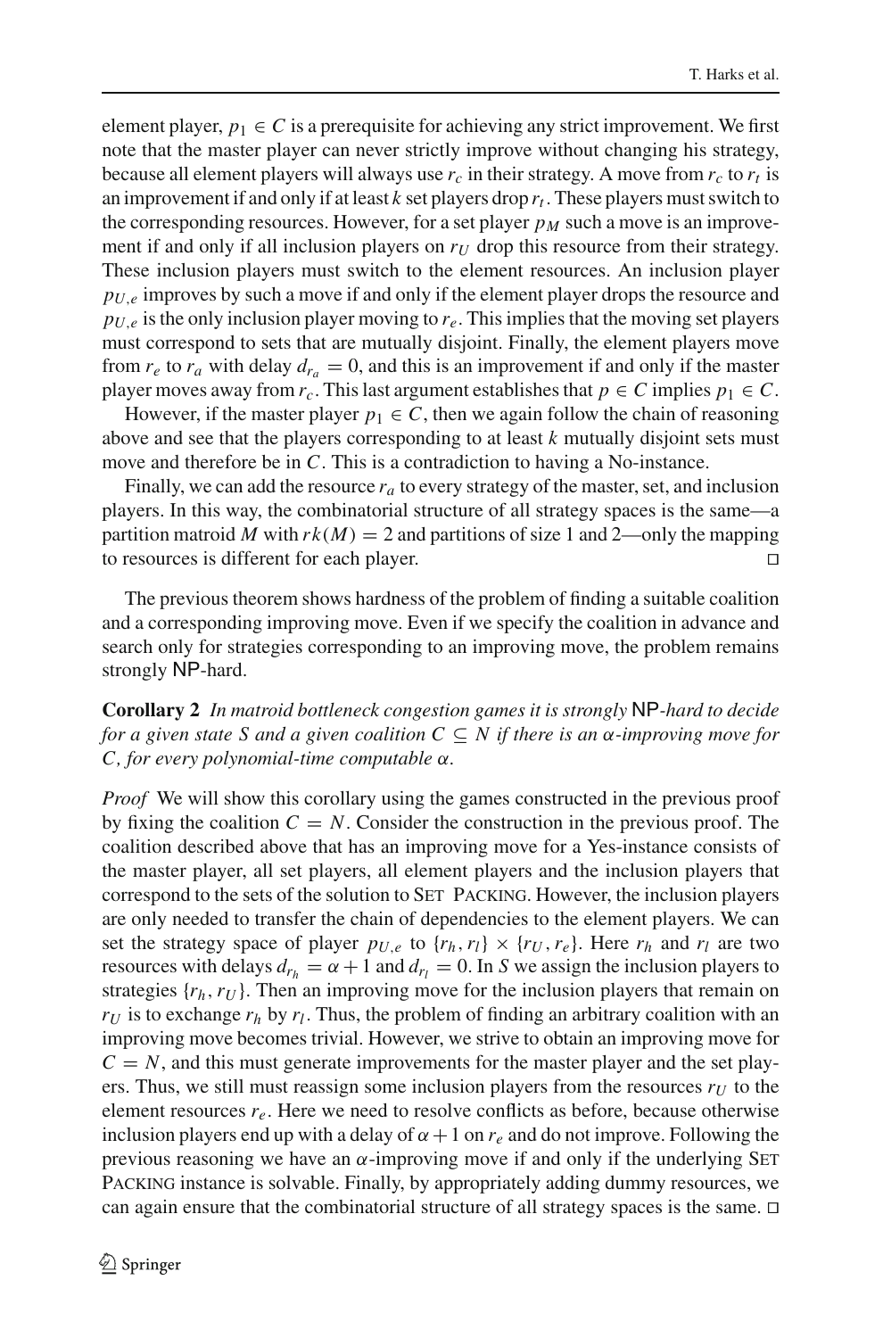element player, $p_1 \in C$ is a prerequisite for achieving any strict improvement. We first note that the master player can never strictly improve without changing his strategy, because all element players will always use $r_c$ in their strategy. A move from $r_c$ to $r_t$ is an improvement if and only if at least $k$ set players drop $r_t$. These players must switch to the corresponding resources. However, for a set player $p_M$ such a move is an improvement if and only if all inclusion players on $r_U$ drop this resource from their strategy. These inclusion players must switch to the element resources. An inclusion player $p_{U,e}$ improves by such a move if and only if the element player drops the resource and $p_{U,e}$ is the only inclusion player moving to $r_e$. This implies that the moving set players must correspond to sets that are mutually disjoint. Finally, the element players move from $r_e$ to $r_a$ with delay $d_{r_a} = 0$, and this is an improvement if and only if the master player moves away from $r_c$. This last argument establishes that $p \in C$ implies $p_1 \in C$.

However, if the master player $p_1 \in C$, then we again follow the chain of reasoning above and see that the players corresponding to at least $k$ mutually disjoint sets must move and therefore be in $C$. This is a contradiction to having a No-instance.

Finally, we can add the resource $r_a$ to every strategy of the master, set, and inclusion players. In this way, the combinatorial structure of all strategy spaces is the same—a partition matroid $M$ with $rk(M) = 2$ and partitions of size 1 and 2—only the mapping to resources is different for each player. □

The previous theorem shows hardness of the problem of finding a suitable coalition and a corresponding improving move. Even if we specify the coalition in advance and search only for strategies corresponding to an improving move, the problem remains strongly NP-hard.

**Corollary 2** *In matroid bottleneck congestion games it is strongly* NP*-hard to decide for a given state $S$ and a given coalition $C \subseteq N$ if there is an $\alpha$-improving move for $C$, for every polynomial-time computable $\alpha$.*

*Proof* We will show this corollary using the games constructed in the previous proof by fixing the coalition $C = N$. Consider the construction in the previous proof. The coalition described above that has an improving move for a Yes-instance consists of the master player, all set players, all element players and the inclusion players that correspond to the sets of the solution to Set Packing. However, the inclusion players are only needed to transfer the chain of dependencies to the element players. We can set the strategy space of player $p_{U,e}$ to $\{r_h, r_l\} \times \{r_U, r_e\}$. Here $r_h$ and $r_l$ are two resources with delays $d_{r_h} = \alpha + 1$ and $d_{r_l} = 0$. In $S$ we assign the inclusion players to strategies $\{r_h, r_U\}$. Then an improving move for the inclusion players that remain on $r_U$ is to exchange $r_h$ by $r_l$. Thus, the problem of finding an arbitrary coalition with an improving move becomes trivial. However, we strive to obtain an improving move for $C = N$, and this must generate improvements for the master player and the set players. Thus, we still must reassign some inclusion players from the resources $r_U$ to the element resources $r_e$. Here we need to resolve conflicts as before, because otherwise inclusion players end up with a delay of $\alpha + 1$ on $r_e$ and do not improve. Following the previous reasoning we have an $\alpha$-improving move if and only if the underlying Set Packing instance is solvable. Finally, by appropriately adding dummy resources, we can again ensure that the combinatorial structure of all strategy spaces is the same. □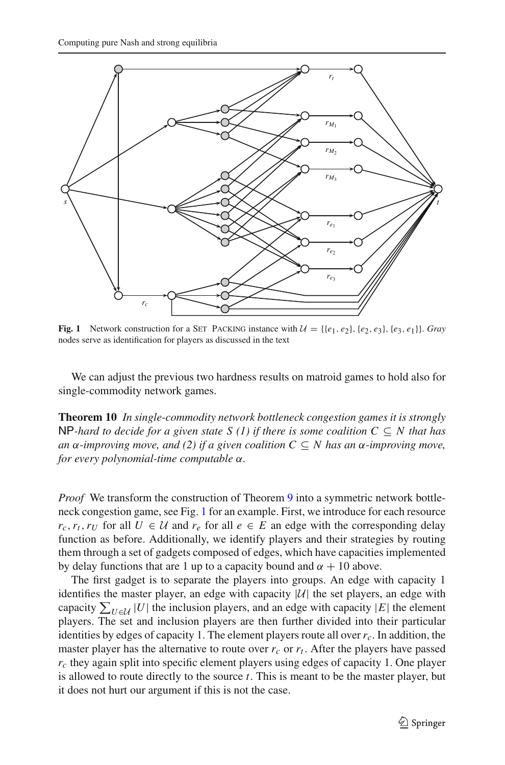**Fig. 1** Network construction for a SET PACKING instance with $\mathcal{U} = \{\{e_1, e_2\}, \{e_2, e_3\}, \{e_3, e_1\}\}$. *Gray* nodes serve as identification for players as discussed in the text

We can adjust the previous two hardness results on matroid games to hold also for single-commodity network games.

**Theorem 10** *In single-commodity network bottleneck congestion games it is strongly* NP*-hard to decide for a given state $S$ (1) if there is some coalition $C \subseteq N$ that has an $\alpha$-improving move, and (2) if a given coalition $C \subseteq N$ has an $\alpha$-improving move, for every polynomial-time computable $\alpha$.*

*Proof* We transform the construction of Theorem 9 into a symmetric network bottleneck congestion game, see Fig. 1 for an example. First, we introduce for each resource $r_c, r_t, r_U$ for all $U \in \mathcal{U}$ and $r_e$ for all $e \in E$ an edge with the corresponding delay function as before. Additionally, we identify players and their strategies by routing them through a set of gadgets composed of edges, which have capacities implemented by delay functions that are 1 up to a capacity bound and $\alpha + 10$ above.

The first gadget is to separate the players into groups. An edge with capacity 1 identifies the master player, an edge with capacity $|\mathcal{U}|$ the set players, an edge with capacity $\sum_{U \in \mathcal{U}} |U|$ the inclusion players, and an edge with capacity $|E|$ the element players. The set and inclusion players are then further divided into their particular identities by edges of capacity 1. The element players route all over $r_c$. In addition, the master player has the alternative to route over $r_c$ or $r_t$. After the players have passed $r_c$ they again split into specific element players using edges of capacity 1. One player is allowed to route directly to the source $t$. This is meant to be the master player, but it does not hurt our argument if this is not the case.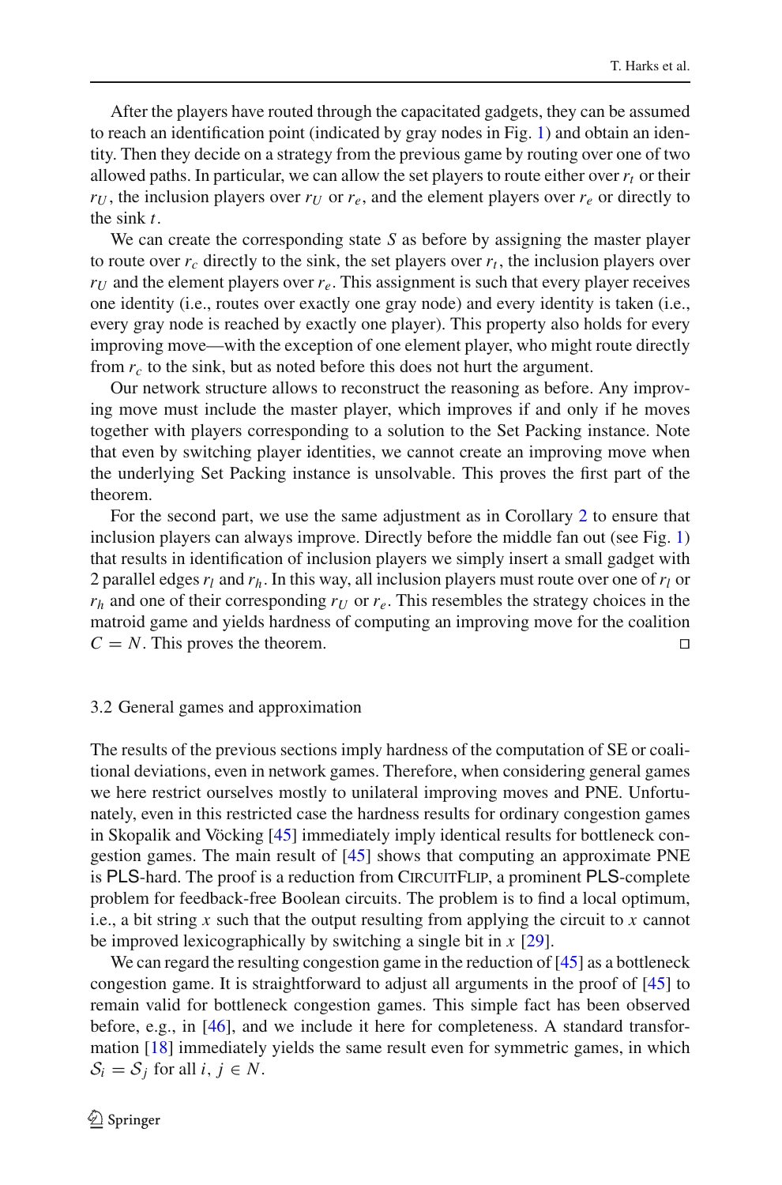After the players have routed through the capacitated gadgets, they can be assumed to reach an identification point (indicated by gray nodes in Fig. 1) and obtain an identity. Then they decide on a strategy from the previous game by routing over one of two allowed paths. In particular, we can allow the set players to route either over $r_t$ or their $r_U$, the inclusion players over $r_U$ or $r_e$, and the element players over $r_e$ or directly to the sink $t$.

We can create the corresponding state $S$ as before by assigning the master player to route over $r_c$ directly to the sink, the set players over $r_t$, the inclusion players over $r_U$ and the element players over $r_e$. This assignment is such that every player receives one identity (i.e., routes over exactly one gray node) and every identity is taken (i.e., every gray node is reached by exactly one player). This property also holds for every improving move—with the exception of one element player, who might route directly from $r_c$ to the sink, but as noted before this does not hurt the argument.

Our network structure allows to reconstruct the reasoning as before. Any improving move must include the master player, which improves if and only if he moves together with players corresponding to a solution to the Set Packing instance. Note that even by switching player identities, we cannot create an improving move when the underlying Set Packing instance is unsolvable. This proves the first part of the theorem.

For the second part, we use the same adjustment as in Corollary 2 to ensure that inclusion players can always improve. Directly before the middle fan out (see Fig. 1) that results in identification of inclusion players we simply insert a small gadget with 2 parallel edges $r_l$ and $r_h$. In this way, all inclusion players must route over one of $r_l$ or $r_h$ and one of their corresponding $r_U$ or $r_e$. This resembles the strategy choices in the matroid game and yields hardness of computing an improving move for the coalition $C = N$. This proves the theorem. □

### 3.2 General games and approximation

The results of the previous sections imply hardness of the computation of SE or coalitional deviations, even in network games. Therefore, when considering general games we here restrict ourselves mostly to unilateral improving moves and PNE. Unfortunately, even in this restricted case the hardness results for ordinary congestion games in Skopalik and Vöcking [45] immediately imply identical results for bottleneck congestion games. The main result of [45] shows that computing an approximate PNE is PLS-hard. The proof is a reduction from CIRCUITFLIP, a prominent PLS-complete problem for feedback-free Boolean circuits. The problem is to find a local optimum, i.e., a bit string $x$ such that the output resulting from applying the circuit to $x$ cannot be improved lexicographically by switching a single bit in $x$ [29].

We can regard the resulting congestion game in the reduction of [45] as a bottleneck congestion game. It is straightforward to adjust all arguments in the proof of [45] to remain valid for bottleneck congestion games. This simple fact has been observed before, e.g., in [46], and we include it here for completeness. A standard transformation [18] immediately yields the same result even for symmetric games, in which $\mathcal{S}_i = \mathcal{S}_j$ for all $i, j \in N$.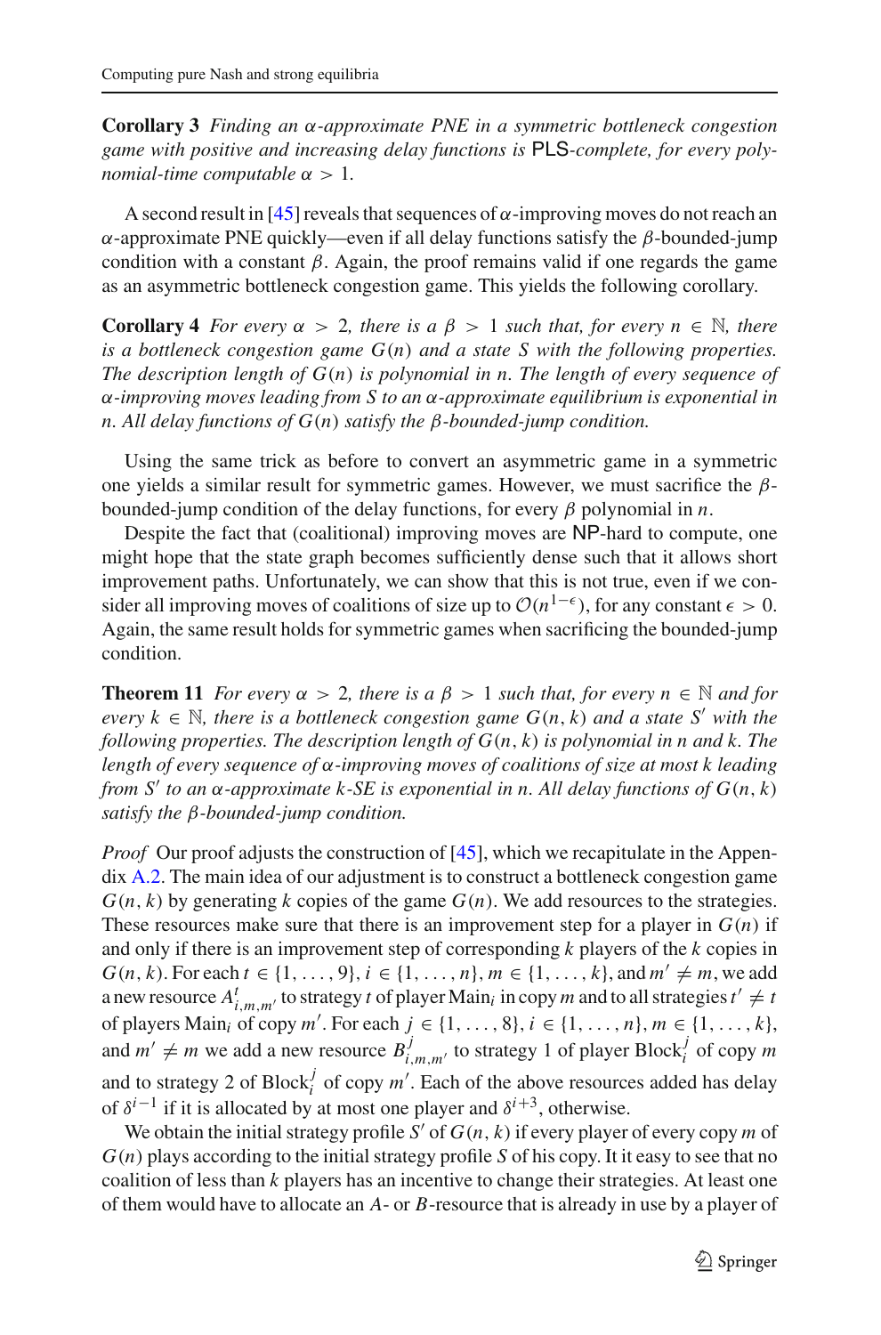**Corollary 3** *Finding an $\alpha$-approximate PNE in a symmetric bottleneck congestion game with positive and increasing delay functions is* PLS*-complete, for every polynomial-time computable $\alpha > 1$.*

A second result in [45] reveals that sequences of $\alpha$-improving moves do not reach an $\alpha$-approximate PNE quickly—even if all delay functions satisfy the $\beta$-bounded-jump condition with a constant $\beta$. Again, the proof remains valid if one regards the game as an asymmetric bottleneck congestion game. This yields the following corollary.

**Corollary 4** *For every $\alpha > 2$, there is a $\beta > 1$ such that, for every $n \in \mathbb{N}$, there is a bottleneck congestion game $G(n)$ and a state $S$ with the following properties. The description length of $G(n)$ is polynomial in $n$. The length of every sequence of $\alpha$-improving moves leading from $S$ to an $\alpha$-approximate equilibrium is exponential in $n$. All delay functions of $G(n)$ satisfy the $\beta$-bounded-jump condition.*

Using the same trick as before to convert an asymmetric game in a symmetric one yields a similar result for symmetric games. However, we must sacrifice the $\beta$-bounded-jump condition of the delay functions, for every $\beta$ polynomial in $n$.

Despite the fact that (coalitional) improving moves are NP-hard to compute, one might hope that the state graph becomes sufficiently dense such that it allows short improvement paths. Unfortunately, we can show that this is not true, even if we consider all improving moves of coalitions of size up to $\mathcal{O}(n^{1-\epsilon})$, for any constant $\epsilon > 0$. Again, the same result holds for symmetric games when sacrificing the bounded-jump condition.

**Theorem 11** *For every $\alpha > 2$, there is a $\beta > 1$ such that, for every $n \in \mathbb{N}$ and for every $k \in \mathbb{N}$, there is a bottleneck congestion game $G(n, k)$ and a state $S'$ with the following properties. The description length of $G(n, k)$ is polynomial in $n$ and $k$. The length of every sequence of $\alpha$-improving moves of coalitions of size at most $k$ leading from $S'$ to an $\alpha$-approximate $k$-SE is exponential in $n$. All delay functions of $G(n, k)$ satisfy the $\beta$-bounded-jump condition.*

*Proof* Our proof adjusts the construction of [45], which we recapitulate in the Appendix A.2. The main idea of our adjustment is to construct a bottleneck congestion game $G(n, k)$ by generating $k$ copies of the game $G(n)$. We add resources to the strategies. These resources make sure that there is an improvement step for a player in $G(n)$ if and only if there is an improvement step of corresponding $k$ players of the $k$ copies in $G(n, k)$. For each $t \in \{1, \ldots, 9\}$, $i \in \{1, \ldots, n\}$, $m \in \{1, \ldots, k\}$, and $m' \neq m$, we add a new resource $A^t_{i,m,m'}$ to strategy $t$ of player Main$_i$ in copy $m$ and to all strategies $t' \neq t$ of players Main$_i$ of copy $m'$. For each $j \in \{1, \ldots, 8\}$, $i \in \{1, \ldots, n\}$, $m \in \{1, \ldots, k\}$, and $m' \neq m$ we add a new resource $B^j_{i,m,m'}$ to strategy 1 of player Block$^j_i$ of copy $m$ and to strategy 2 of Block$^j_i$ of copy $m'$. Each of the above resources added has delay of $\delta^{i-1}$ if it is allocated by at most one player and $\delta^{i+3}$, otherwise.

We obtain the initial strategy profile $S'$ of $G(n, k)$ if every player of every copy $m$ of $G(n)$ plays according to the initial strategy profile $S$ of his copy. It it easy to see that no coalition of less than $k$ players has an incentive to change their strategies. At least one of them would have to allocate an $A$- or $B$-resource that is already in use by a player of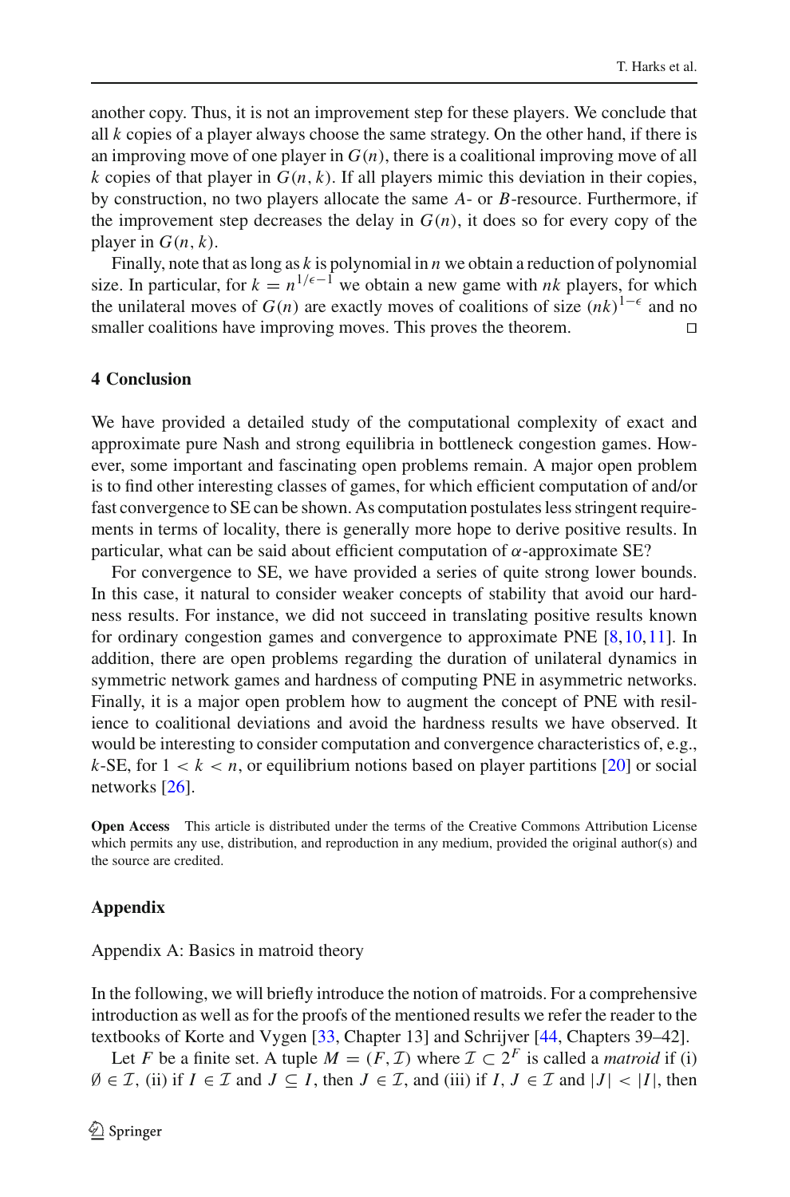another copy. Thus, it is not an improvement step for these players. We conclude that all $k$ copies of a player always choose the same strategy. On the other hand, if there is an improving move of one player in $G(n)$, there is a coalitional improving move of all $k$ copies of that player in $G(n, k)$. If all players mimic this deviation in their copies, by construction, no two players allocate the same $A$- or $B$-resource. Furthermore, if the improvement step decreases the delay in $G(n)$, it does so for every copy of the player in $G(n, k)$.

Finally, note that as long as $k$ is polynomial in $n$ we obtain a reduction of polynomial size. In particular, for $k = n^{1/\epsilon - 1}$ we obtain a new game with $nk$ players, for which the unilateral moves of $G(n)$ are exactly moves of coalitions of size $(nk)^{1-\epsilon}$ and no smaller coalitions have improving moves. This proves the theorem. □

## 4 Conclusion

We have provided a detailed study of the computational complexity of exact and approximate pure Nash and strong equilibria in bottleneck congestion games. However, some important and fascinating open problems remain. A major open problem is to find other interesting classes of games, for which efficient computation of and/or fast convergence to SE can be shown. As computation postulates less stringent requirements in terms of locality, there is generally more hope to derive positive results. In particular, what can be said about efficient computation of $\alpha$-approximate SE?

For convergence to SE, we have provided a series of quite strong lower bounds. In this case, it natural to consider weaker concepts of stability that avoid our hardness results. For instance, we did not succeed in translating positive results known for ordinary congestion games and convergence to approximate PNE [8,10,11]. In addition, there are open problems regarding the duration of unilateral dynamics in symmetric network games and hardness of computing PNE in asymmetric networks. Finally, it is a major open problem how to augment the concept of PNE with resilience to coalitional deviations and avoid the hardness results we have observed. It would be interesting to consider computation and convergence characteristics of, e.g., $k$-SE, for $1 < k < n$, or equilibrium notions based on player partitions [20] or social networks [26].

**Open Access** This article is distributed under the terms of the Creative Commons Attribution License which permits any use, distribution, and reproduction in any medium, provided the original author(s) and the source are credited.

## Appendix

Appendix A: Basics in matroid theory

In the following, we will briefly introduce the notion of matroids. For a comprehensive introduction as well as for the proofs of the mentioned results we refer to the reader to the textbooks of Korte and Vygen [33, Chapter 13] and Schrijver [44, Chapters 39–42].

Let $F$ be a finite set. A tuple $M = (F, \mathcal{I})$ where $\mathcal{I} \subset 2^F$ is called a *matroid* if (i) $\emptyset \in \mathcal{I}$, (ii) if $I \in \mathcal{I}$ and $J \subseteq I$, then $J \in \mathcal{I}$, and (iii) if $I, J \in \mathcal{I}$ and $|J| < |I|$, then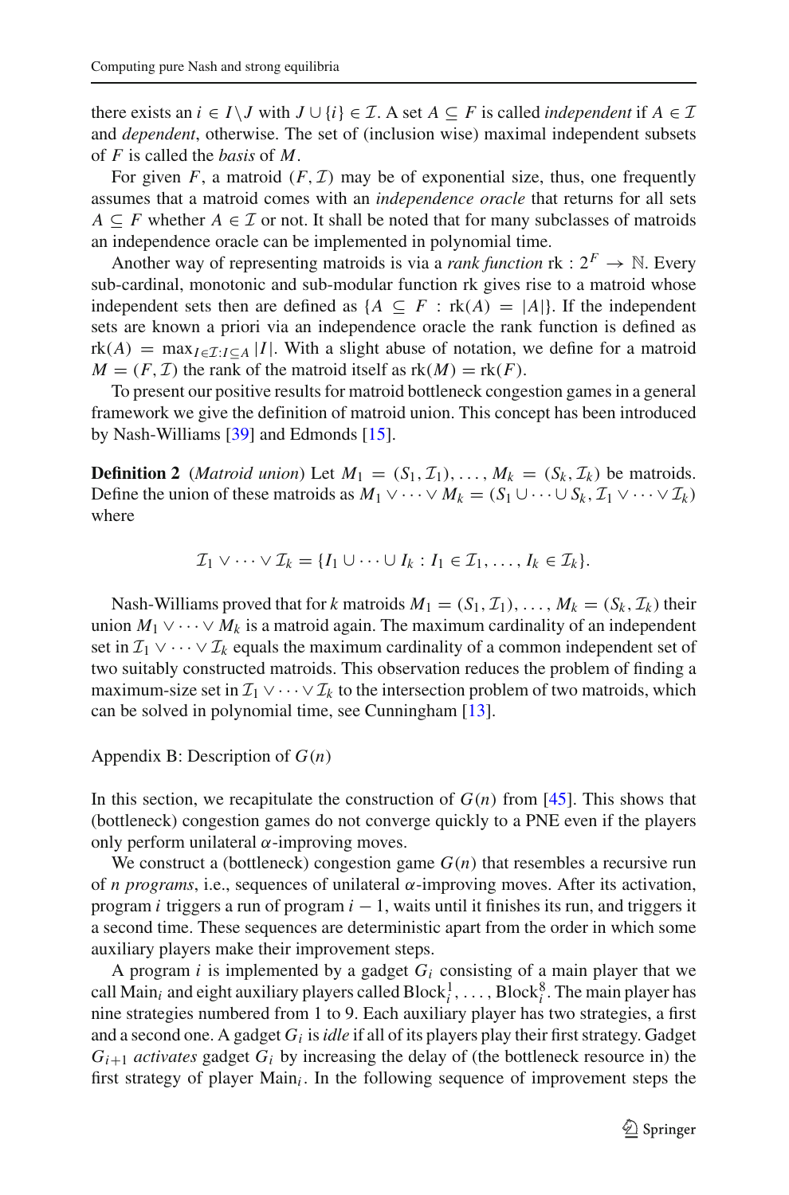there exists an $i \in I \backslash J$ with $J \cup \{i\} \in \mathcal{I}$. A set $A \subseteq F$ is called *independent* if $A \in \mathcal{I}$ and *dependent*, otherwise. The set of (inclusion wise) maximal independent subsets of $F$ is called the *basis* of $M$.

For given $F$, a matroid $(F, \mathcal{I})$ may be of exponential size, thus, one frequently assumes that a matroid comes with an *independence oracle* that returns for all sets $A \subseteq F$ whether $A \in \mathcal{I}$ or not. It shall be noted that for many subclasses of matroids an independence oracle can be implemented in polynomial time.

Another way of representing matroids is via a *rank function* $\text{rk} : 2^F \to \mathbb{N}$. Every sub-cardinal, monotonic and sub-modular function rk gives rise to a matroid whose independent sets then are defined as $\{A \subseteq F : \text{rk}(A) = |A|\}$. If the independent sets are known a priori via an independence oracle the rank function is defined as $\text{rk}(A) = \max_{I \in \mathcal{I}: I \subseteq A} |I|$. With a slight abuse of notation, we define for a matroid $M = (F, \mathcal{I})$ the rank of the matroid itself as $\text{rk}(M) = \text{rk}(F)$.

To present our positive results for matroid bottleneck congestion games in a general framework we give the definition of matroid union. This concept has been introduced by Nash-Williams [39] and Edmonds [15].

**Definition 2** (*Matroid union*) Let $M_1 = (S_1, \mathcal{I}_1), \ldots, M_k = (S_k, \mathcal{I}_k)$ be matroids. Define the union of these matroids as $M_1 \vee \cdots \vee M_k = (S_1 \cup \cdots \cup S_k, \mathcal{I}_1 \vee \cdots \vee \mathcal{I}_k)$ where

$$\mathcal{I}_1 \vee \cdots \vee \mathcal{I}_k = \{I_1 \cup \cdots \cup I_k : I_1 \in \mathcal{I}_1, \ldots, I_k \in \mathcal{I}_k\}.$$

Nash-Williams proved that for $k$ matroids $M_1 = (S_1, \mathcal{I}_1), \ldots, M_k = (S_k, \mathcal{I}_k)$ their union $M_1 \vee \cdots \vee M_k$ is a matroid again. The maximum cardinality of an independent set in $\mathcal{I}_1 \vee \cdots \vee \mathcal{I}_k$ equals the maximum cardinality of a common independent set of two suitably constructed matroids. This observation reduces the problem of finding a maximum-size set in $\mathcal{I}_1 \vee \cdots \vee \mathcal{I}_k$ to the intersection problem of two matroids, which can be solved in polynomial time, see Cunningham [13].

## Appendix B: Description of $G(n)$

In this section, we recapitulate the construction of $G(n)$ from [45]. This shows that (bottleneck) congestion games do not converge quickly to a PNE even if the players only perform unilateral $\alpha$-improving moves.

We construct a (bottleneck) congestion game $G(n)$ that resembles a recursive run of $n$ *programs*, i.e., sequences of unilateral $\alpha$-improving moves. After its activation, program $i$ triggers a run of program $i-1$, waits until it finishes its run, and triggers it a second time. These sequences are deterministic apart from the order in which some auxiliary players make their improvement steps.

A program $i$ is implemented by a gadget $G_i$ consisting of a main player that we call $\text{Main}_i$ and eight auxiliary players called $\text{Block}_i^1, \ldots, \text{Block}_i^8$. The main player has nine strategies numbered from 1 to 9. Each auxiliary player has two strategies, a first and a second one. A gadget $G_i$ is *idle* if all of its players play their first strategy. Gadget $G_{i+1}$ *activates* gadget $G_i$ by increasing the delay of (the bottleneck resource in) the first strategy of player $\text{Main}_i$. In the following sequence of improvement steps the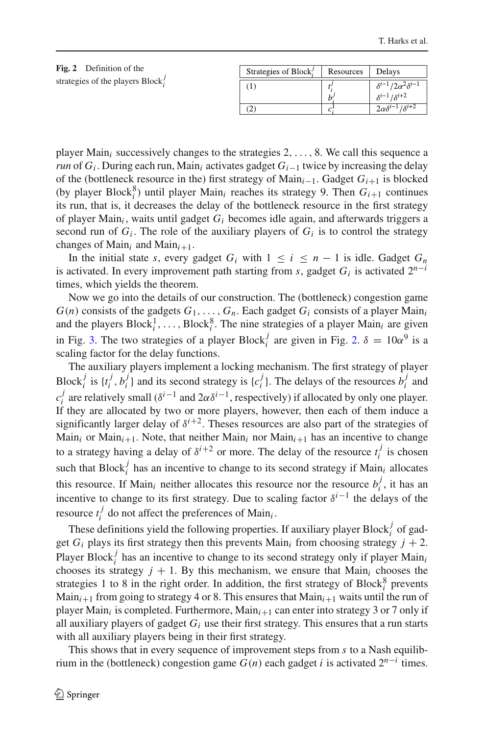**Fig. 2** Definition of the strategies of the players $\text{Block}_i^j$

| Strategies of $\text{Block}_i^j$ | Resources | Delays |
|---|---|---|
| (1) | $t_i^j$ | $\delta^{i-1}/2\alpha^2\delta^{i-1}$ |
| | $b_i^j$ | $\delta^{i-1}/\delta^{i+2}$ |
| (2) | $c_i^1$ | $2\alpha\delta^{i-1}/\delta^{i+2}$ |

player $\text{Main}_i$ successively changes to the strategies $2, \ldots, 8$. We call this sequence a *run* of $G_i$. During each run, $\text{Main}_i$ activates gadget $G_{i-1}$ twice by increasing the delay of the (bottleneck resource in the) first strategy of $\text{Main}_{i-1}$. Gadget $G_{i+1}$ is blocked (by player $\text{Block}_i^8$) until player $\text{Main}_i$ reaches its strategy 9. Then $G_{i+1}$ continues its run, that is, it decreases the delay of the bottleneck resource in the first strategy of player $\text{Main}_i$, waits until gadget $G_i$ becomes idle again, and afterwards triggers a second run of $G_i$. The role of the auxiliary players of $G_i$ is to control the strategy changes of $\text{Main}_i$ and $\text{Main}_{i+1}$.

In the initial state $s$, every gadget $G_i$ with $1 \leq i \leq n-1$ is idle. Gadget $G_n$ is activated. In every improvement path starting from $s$, gadget $G_i$ is activated $2^{n-i}$ times, which yields the theorem.

Now we go into the details of our construction. The (bottleneck) congestion game $G(n)$ consists of the gadgets $G_1, \ldots, G_n$. Each gadget $G_i$ consists of a player $\text{Main}_i$ and the players $\text{Block}_i^1, \ldots, \text{Block}_i^8$. The nine strategies of a player $\text{Main}_i$ are given in Fig. 3. The two strategies of a player $\text{Block}_i^j$ are given in Fig. 2. $\delta = 10\alpha^9$ is a scaling factor for the delay functions.

The auxiliary players implement a locking mechanism. The first strategy of player $\text{Block}_i^j$ is $\{t_i^j, b_i^j\}$ and its second strategy is $\{c_i^j\}$. The delays of the resources $b_i^j$ and $c_i^j$ are relatively small ($\delta^{i-1}$ and $2\alpha\delta^{i-1}$, respectively) if allocated by only one player. If they are allocated by two or more players, however, then each of them induce a significantly larger delay of $\delta^{i+2}$. Theses resources are also part of the strategies of $\text{Main}_i$ or $\text{Main}_{i+1}$. Note, that neither $\text{Main}_i$ nor $\text{Main}_{i+1}$ has an incentive to change to a strategy having a delay of $\delta^{i+2}$ or more. The delay of the resource $t_i^j$ is chosen such that $\text{Block}_i^j$ has an incentive to change to its second strategy if $\text{Main}_i$ allocates this resource. If $\text{Main}_i$ neither allocates this resource nor the resource $b_i^j$, it has an incentive to change to its first strategy. Due to scaling factor $\delta^{i-1}$ the delays of the resource $t_i^j$ do not affect the preferences of $\text{Main}_i$.

These definitions yield the following properties. If auxiliary player $\text{Block}_i^j$ of gadget $G_i$ plays its first strategy then this prevents $\text{Main}_i$ from choosing strategy $j+2$. Player $\text{Block}_i^j$ has an incentive to change to its second strategy only if player $\text{Main}_i$ chooses its strategy $j+1$. By this mechanism, we ensure that $\text{Main}_i$ chooses the strategies 1 to 8 in the right order. In addition, the first strategy of $\text{Block}_i^8$ prevents $\text{Main}_{i+1}$ from going to strategy 4 or 8. This ensures that $\text{Main}_{i+1}$ waits until the run of player $\text{Main}_i$ is completed. Furthermore, $\text{Main}_{i+1}$ can enter into strategy 3 or 7 only if all auxiliary players of gadget $G_i$ use their first strategy. This ensures that a run starts with all auxiliary players being in their first strategy.

This shows that in every sequence of improvement steps from $s$ to a Nash equilibrium in the (bottleneck) congestion game $G(n)$ each gadget $i$ is activated $2^{n-i}$ times.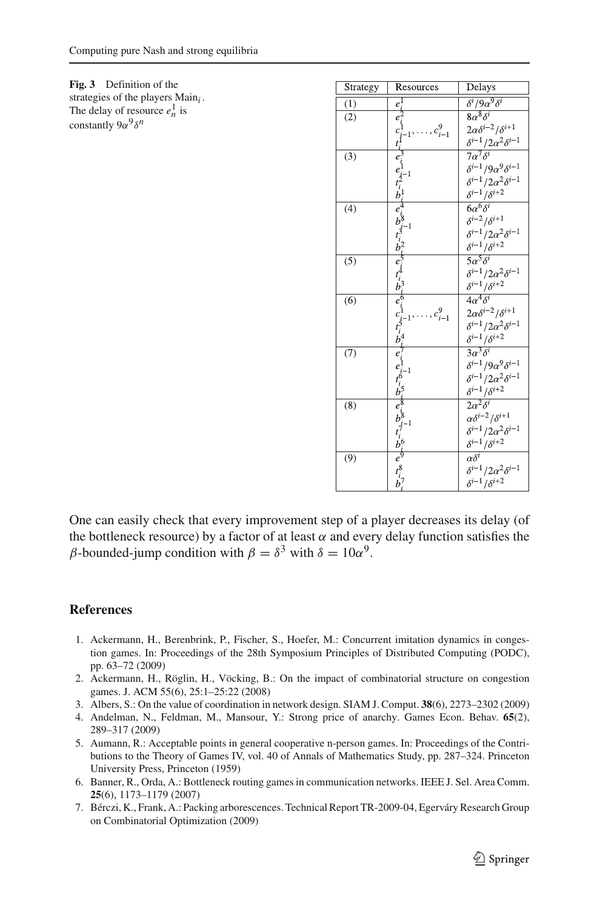**Fig. 3** Definition of the strategies of the players $\text{Main}_i$. The delay of resource $e_n^1$ is constantly $9\alpha^9\delta^n$

| Strategy | Resources | Delays |
|---|---|---|
| (1) | $e_i^1$ | $\delta^i/9\alpha^9\delta^i$ |
| (2) | $e_i^2$ | $8\alpha^8\delta^i$ |
| | $c_{i-1}^1, \ldots, c_{i-1}^9$ | $2\alpha\delta^{i-2}/\delta^{i+1}$ |
| | $t_i^1$ | $\delta^{i-1}/2\alpha^2\delta^{i-1}$ |
| (3) | $e_i^3$ | $7\alpha^7\delta^i$ |
| | $e_{i-1}^1$ | $\delta^{i-1}/9\alpha^9\delta^{i-1}$ |
| | $t_i^2$ | $\delta^{i-1}/2\alpha^2\delta^{i-1}$ |
| | $b_i^1$ | $\delta^{i-1}/\delta^{i+2}$ |
| (4) | $e_i^4$ | $6\alpha^6\delta^i$ |
| | $b_{i-1}^8$ | $\delta^{i-2}/\delta^{i+1}$ |
| | $t_i^3$ | $\delta^{i-1}/2\alpha^2\delta^{i-1}$ |
| | $b_i^2$ | $\delta^{i-1}/\delta^{i+2}$ |
| (5) | $e_i^5$ | $5\alpha^5\delta^i$ |
| | $t_i^4$ | $\delta^{i-1}/2\alpha^2\delta^{i-1}$ |
| | $b_i^3$ | $\delta^{i-1}/\delta^{i+2}$ |
| (6) | $e_i^6$ | $4\alpha^4\delta^i$ |
| | $c_{i-1}^1, \ldots, c_{i-1}^9$ | $2\alpha\delta^{i-2}/\delta^{i+1}$ |
| | $t_i^5$ | $\delta^{i-1}/2\alpha^2\delta^{i-1}$ |
| | $b_i^4$ | $\delta^{i-1}/\delta^{i+2}$ |
| (7) | $e_i^7$ | $3\alpha^3\delta^i$ |
| | $e_{i-1}^1$ | $\delta^{i-1}/9\alpha^9\delta^{i-1}$ |
| | $t_i^6$ | $\delta^{i-1}/2\alpha^2\delta^{i-1}$ |
| | $b_i^5$ | $\delta^{i-1}/\delta^{i+2}$ |
| (8) | $e_i^8$ | $2\alpha^2\delta^i$ |
| | $b_{i-1}^8$ | $\alpha\delta^{i-2}/\delta^{i+1}$ |
| | $t_i^7$ | $\delta^{i-1}/2\alpha^2\delta^{i-1}$ |
| | $b_i^6$ | $\delta^{i-1}/\delta^{i+2}$ |
| (9) | $e_i^9$ | $\alpha\delta^i$ |
| | $t_i^8$ | $\delta^{i-1}/2\alpha^2\delta^{i-1}$ |
| | $b_i^7$ | $\delta^{i-1}/\delta^{i+2}$ |

One can easily check that every improvement step of a player decreases its delay (of the bottleneck resource) by a factor of at least $\alpha$ and every delay function satisfies the $\beta$-bounded-jump condition with $\beta = \delta^3$ with $\delta = 10\alpha^9$.

## References

1. Ackermann, H., Berenbrink, P., Fischer, S., Hoefer, M.: Concurrent imitation dynamics in congestion games. In: Proceedings of the 28th Symposium Principles of Distributed Computing (PODC), pp. 63–72 (2009)
2. Ackermann, H., Röglin, H., Vöcking, B.: On the impact of combinatorial structure on congestion games. J. ACM 55(6), 25:1–25:22 (2008)
3. Albers, S.: On the value of coordination in network design. SIAM J. Comput. **38**(6), 2273–2302 (2009)
4. Andelman, N., Feldman, M., Mansour, Y.: Strong price of anarchy. Games Econ. Behav. **65**(2), 289–317 (2009)
5. Aumann, R.: Acceptable points in general cooperative n-person games. In: Proceedings of the Contributions to the Theory of Games IV, vol. 40 of Annals of Mathematics Study, pp. 287–324. Princeton University Press, Princeton (1959)
6. Banner, R., Orda, A.: Bottleneck routing games in communication networks. IEEE J. Sel. Area Comm. **25**(6), 1173–1179 (2007)
7. Bérczi, K., Frank, A.: Packing arborescences. Technical Report TR-2009-04, Egerváry Research Group on Combinatorial Optimization (2009)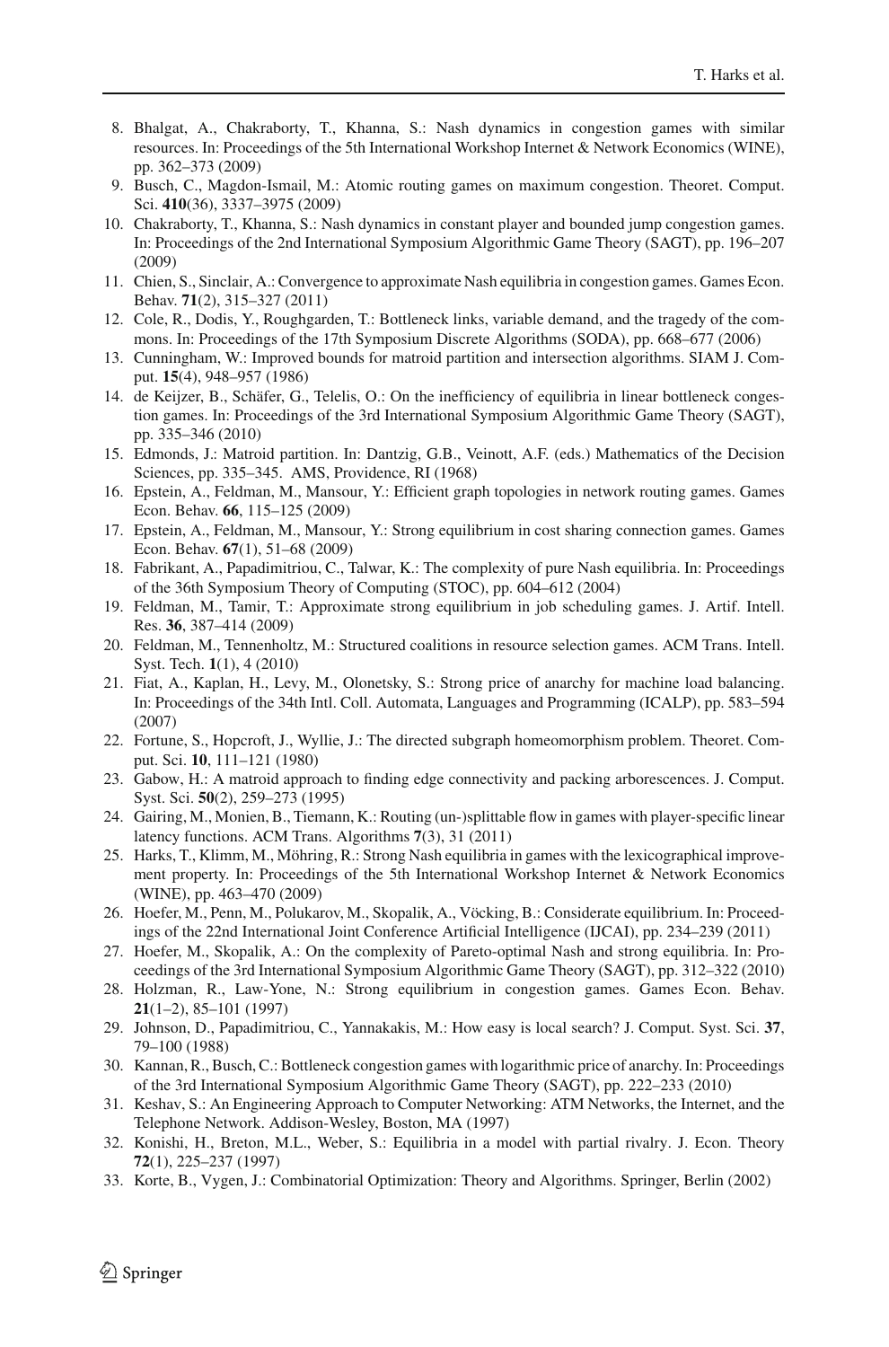8. Bhalgat, A., Chakraborty, T., Khanna, S.: Nash dynamics in congestion games with similar resources. In: Proceedings of the 5th International Workshop Internet & Network Economics (WINE), pp. 362–373 (2009)
9. Busch, C., Magdon-Ismail, M.: Atomic routing games on maximum congestion. Theoret. Comput. Sci. **410**(36), 3337–3975 (2009)
10. Chakraborty, T., Khanna, S.: Nash dynamics in constant player and bounded jump congestion games. In: Proceedings of the 2nd International Symposium Algorithmic Game Theory (SAGT), pp. 196–207 (2009)
11. Chien, S., Sinclair, A.: Convergence to approximate Nash equilibria in congestion games. Games Econ. Behav. **71**(2), 315–327 (2011)
12. Cole, R., Dodis, Y., Roughgarden, T.: Bottleneck links, variable demand, and the tragedy of the commons. In: Proceedings of the 17th Symposium Discrete Algorithms (SODA), pp. 668–677 (2006)
13. Cunningham, W.: Improved bounds for matroid partition and intersection algorithms. SIAM J. Comput. **15**(4), 948–957 (1986)
14. de Keijzer, B., Schäfer, G., Telelis, O.: On the inefficiency of equilibria in linear bottleneck congestion games. In: Proceedings of the 3rd International Symposium Algorithmic Game Theory (SAGT), pp. 335–346 (2010)
15. Edmonds, J.: Matroid partition. In: Dantzig, G.B., Veinott, A.F. (eds.) Mathematics of the Decision Sciences, pp. 335–345. AMS, Providence, RI (1968)
16. Epstein, A., Feldman, M., Mansour, Y.: Efficient graph topologies in network routing games. Games Econ. Behav. **66**, 115–125 (2009)
17. Epstein, A., Feldman, M., Mansour, Y.: Strong equilibrium in cost sharing connection games. Games Econ. Behav. **67**(1), 51–68 (2009)
18. Fabrikant, A., Papadimitriou, C., Talwar, K.: The complexity of pure Nash equilibria. In: Proceedings of the 36th Symposium Theory of Computing (STOC), pp. 604–612 (2004)
19. Feldman, M., Tamir, T.: Approximate strong equilibrium in job scheduling games. J. Artif. Intell. Res. **36**, 387–414 (2009)
20. Feldman, M., Tennenholtz, M.: Structured coalitions in resource selection games. ACM Trans. Intell. Syst. Tech. **1**(1), 4 (2010)
21. Fiat, A., Kaplan, H., Levy, M., Olonetsky, S.: Strong price of anarchy for machine load balancing. In: Proceedings of the 34th Intl. Coll. Automata, Languages and Programming (ICALP), pp. 583–594 (2007)
22. Fortune, S., Hopcroft, J., Wyllie, J.: The directed subgraph homeomorphism problem. Theoret. Comput. Sci. **10**, 111–121 (1980)
23. Gabow, H.: A matroid approach to finding edge connectivity and packing arborescences. J. Comput. Syst. Sci. **50**(2), 259–273 (1995)
24. Gairing, M., Monien, B., Tiemann, K.: Routing (un-)splittable flow in games with player-specific linear latency functions. ACM Trans. Algorithms **7**(3), 31 (2011)
25. Harks, T., Klimm, M., Möhring, R.: Strong Nash equilibria in games with the lexicographical improvement property. In: Proceedings of the 5th International Workshop Internet & Network Economics (WINE), pp. 463–470 (2009)
26. Hoefer, M., Penn, M., Polukarov, M., Skopalik, A., Vöcking, B.: Considerate equilibrium. In: Proceedings of the 22nd International Joint Conference Artificial Intelligence (IJCAI), pp. 234–239 (2011)
27. Hoefer, M., Skopalik, A.: On the complexity of Pareto-optimal Nash and strong equilibria. In: Proceedings of the 3rd International Symposium Algorithmic Game Theory (SAGT), pp. 312–322 (2010)
28. Holzman, R., Law-Yone, N.: Strong equilibrium in congestion games. Games Econ. Behav. **21**(1–2), 85–101 (1997)
29. Johnson, D., Papadimitriou, C., Yannakakis, M.: How easy is local search? J. Comput. Syst. Sci. **37**, 79–100 (1988)
30. Kannan, R., Busch, C.: Bottleneck congestion games with logarithmic price of anarchy. In: Proceedings of the 3rd International Symposium Algorithmic Game Theory (SAGT), pp. 222–233 (2010)
31. Keshav, S.: An Engineering Approach to Computer Networking: ATM Networks, the Internet, and the Telephone Network. Addison-Wesley, Boston, MA (1997)
32. Konishi, H., Breton, M.L., Weber, S.: Equilibria in a model with partial rivalry. J. Econ. Theory **72**(1), 225–237 (1997)
33. Korte, B., Vygen, J.: Combinatorial Optimization: Theory and Algorithms. Springer, Berlin (2002)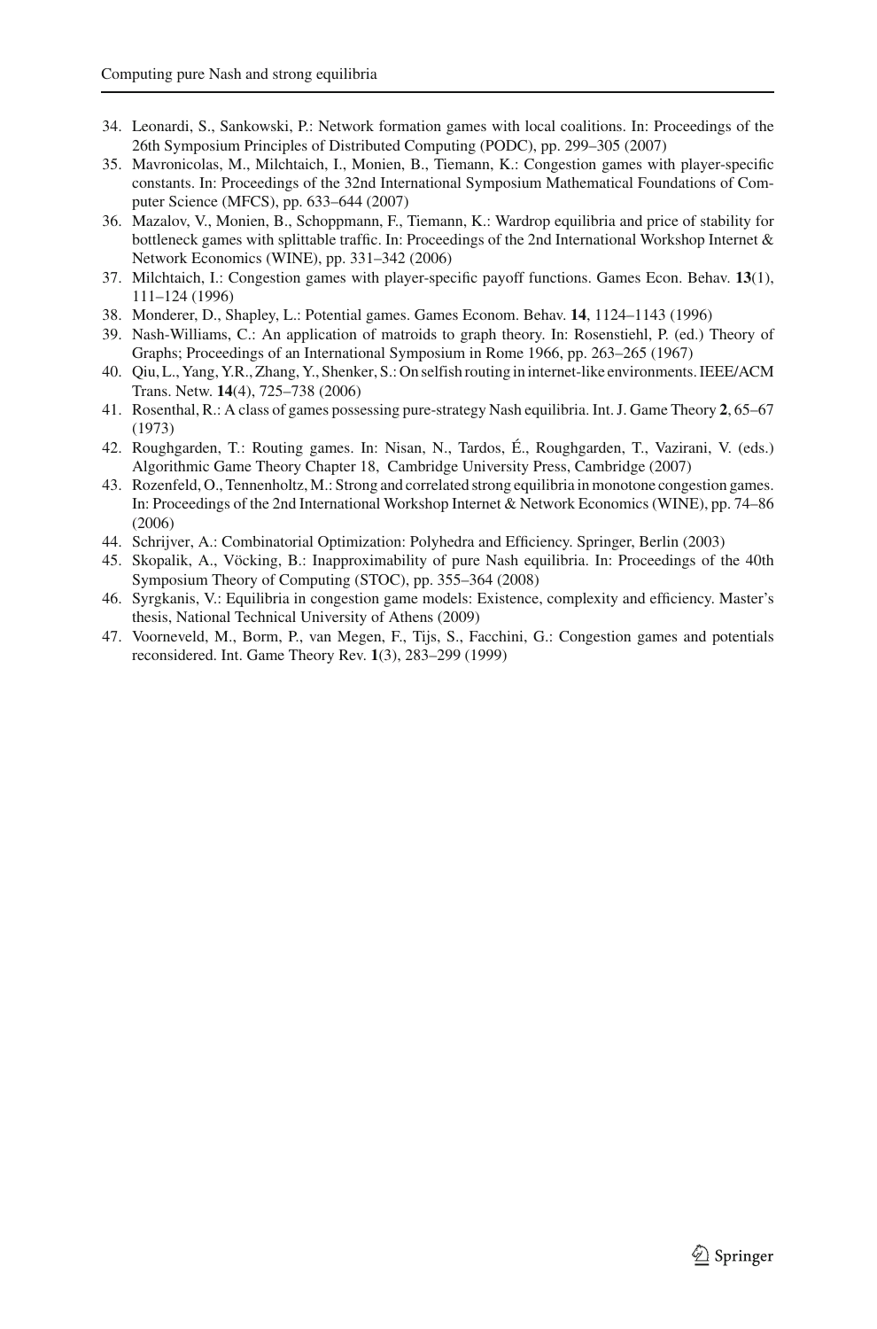34. Leonardi, S., Sankowski, P.: Network formation games with local coalitions. In: Proceedings of the 26th Symposium Principles of Distributed Computing (PODC), pp. 299–305 (2007)
35. Mavronicolas, M., Milchtaich, I., Monien, B., Tiemann, K.: Congestion games with player-specific constants. In: Proceedings of the 32nd International Symposium Mathematical Foundations of Computer Science (MFCS), pp. 633–644 (2007)
36. Mazalov, V., Monien, B., Schoppmann, F., Tiemann, K.: Wardrop equilibria and price of stability for bottleneck games with splittable traffic. In: Proceedings of the 2nd International Workshop Internet & Network Economics (WINE), pp. 331–342 (2006)
37. Milchtaich, I.: Congestion games with player-specific payoff functions. Games Econ. Behav. **13**(1), 111–124 (1996)
38. Monderer, D., Shapley, L.: Potential games. Games Econom. Behav. **14**, 1124–1143 (1996)
39. Nash-Williams, C.: An application of matroids to graph theory. In: Rosenstiehl, P. (ed.) Theory of Graphs; Proceedings of an International Symposium in Rome 1966, pp. 263–265 (1967)
40. Qiu, L., Yang, Y.R., Zhang, Y., Shenker, S.: On selfish routing in internet-like environments. IEEE/ACM Trans. Netw. **14**(4), 725–738 (2006)
41. Rosenthal, R.: A class of games possessing pure-strategy Nash equilibria. Int. J. Game Theory **2**, 65–67 (1973)
42. Roughgarden, T.: Routing games. In: Nisan, N., Tardos, É., Roughgarden, T., Vazirani, V. (eds.) Algorithmic Game Theory Chapter 18, Cambridge University Press, Cambridge (2007)
43. Rozenfeld, O., Tennenholtz, M.: Strong and correlated strong equilibria in monotone congestion games. In: Proceedings of the 2nd International Workshop Internet & Network Economics (WINE), pp. 74–86 (2006)
44. Schrijver, A.: Combinatorial Optimization: Polyhedra and Efficiency. Springer, Berlin (2003)
45. Skopalik, A., Vöcking, B.: Inapproximability of pure Nash equilibria. In: Proceedings of the 40th Symposium Theory of Computing (STOC), pp. 355–364 (2008)
46. Syrgkanis, V.: Equilibria in congestion game models: Existence, complexity and efficiency. Master's thesis, National Technical University of Athens (2009)
47. Voorneveld, M., Borm, P., van Megen, F., Tijs, S., Facchini, G.: Congestion games and potentials reconsidered. Int. Game Theory Rev. **1**(3), 283–299 (1999)